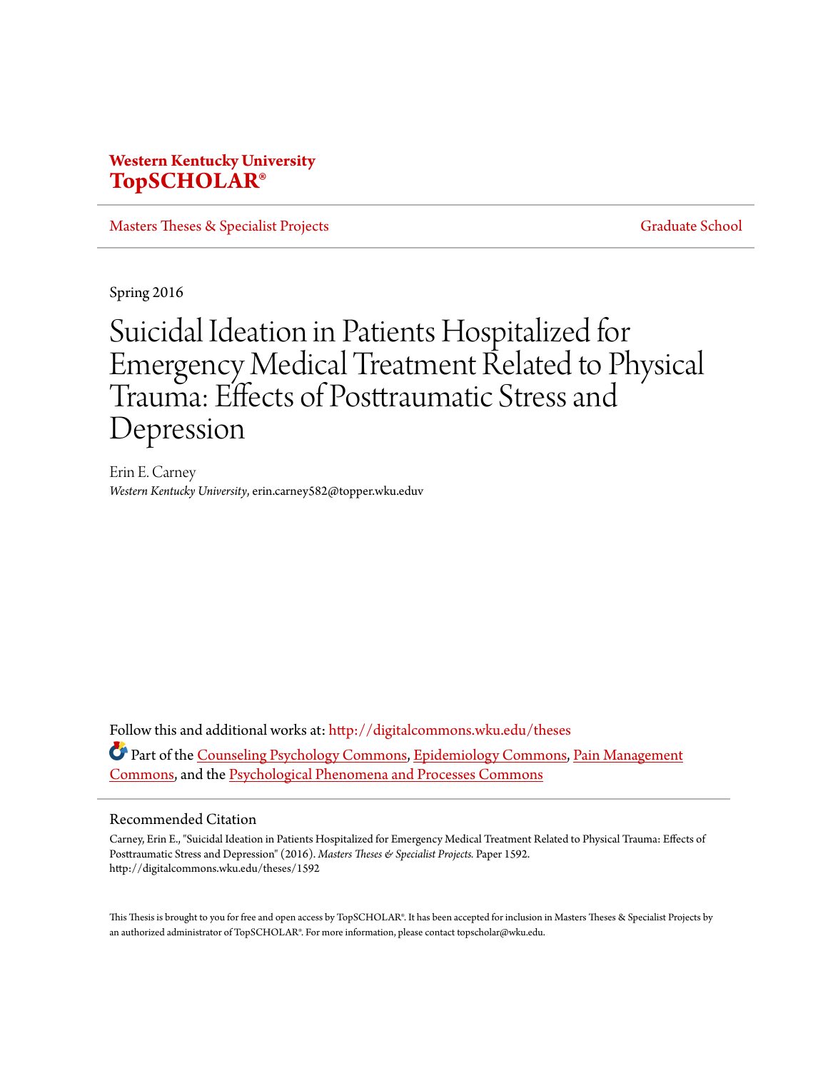**Western Kentucky University**
**TopSCHOLAR®**

Masters Theses & Specialist Projects | Graduate School

Spring 2016

# Suicidal Ideation in Patients Hospitalized for Emergency Medical Treatment Related to Physical Trauma: Effects of Posttraumatic Stress and Depression

Erin E. Carney
*Western Kentucky University*, erin.carney582@topper.wku.eduv

Follow this and additional works at: http://digitalcommons.wku.edu/theses

Part of the Counseling Psychology Commons, Epidemiology Commons, Pain Management Commons, and the Psychological Phenomena and Processes Commons

## Recommended Citation

Carney, Erin E., "Suicidal Ideation in Patients Hospitalized for Emergency Medical Treatment Related to Physical Trauma: Effects of Posttraumatic Stress and Depression" (2016). *Masters Theses & Specialist Projects.* Paper 1592.
http://digitalcommons.wku.edu/theses/1592

This Thesis is brought to you for free and open access by TopSCHOLAR®. It has been accepted for inclusion in Masters Theses & Specialist Projects by an authorized administrator of TopSCHOLAR®. For more information, please contact topscholar@wku.edu.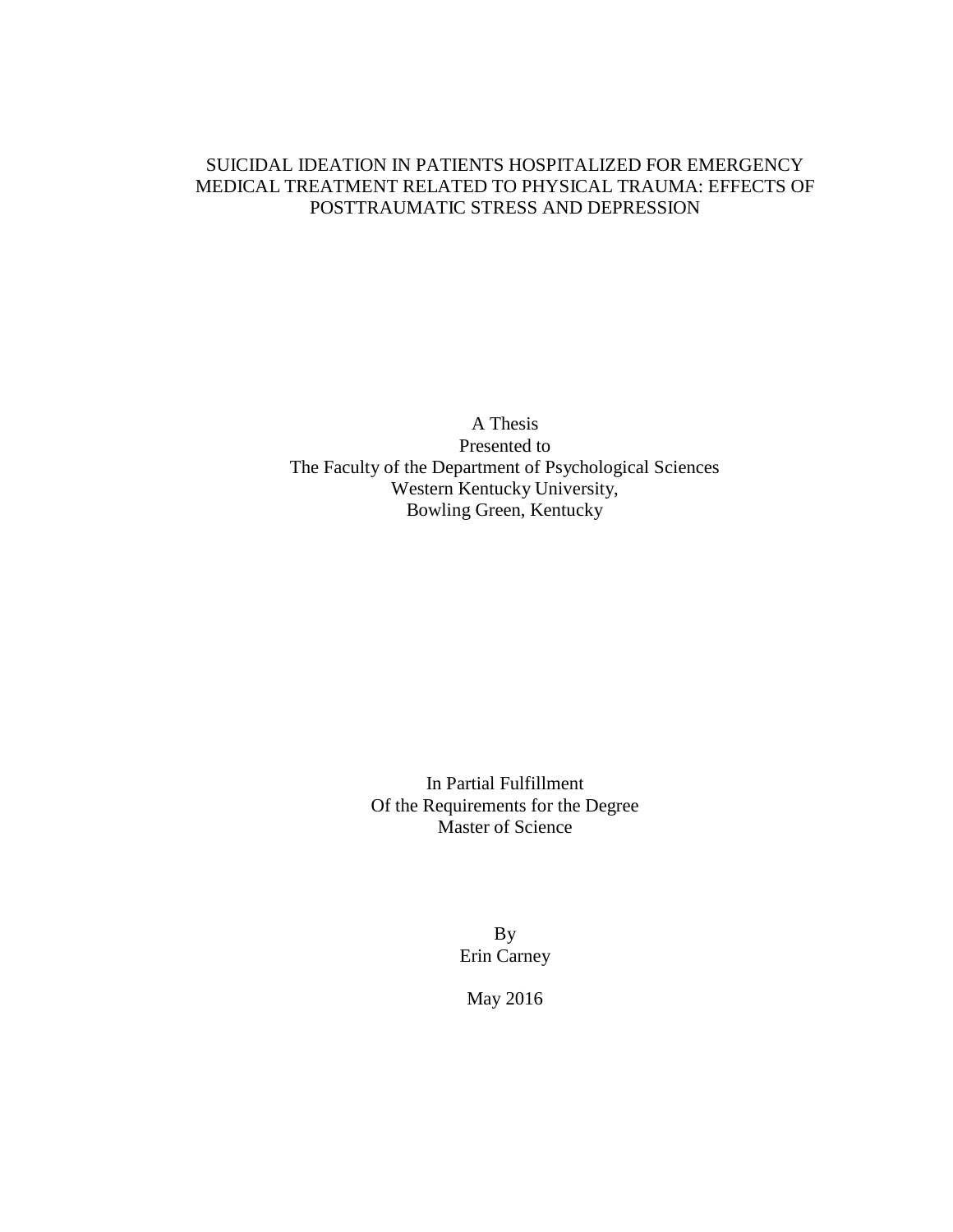# SUICIDAL IDEATION IN PATIENTS HOSPITALIZED FOR EMERGENCY MEDICAL TREATMENT RELATED TO PHYSICAL TRAUMA: EFFECTS OF POSTTRAUMATIC STRESS AND DEPRESSION

A Thesis
Presented to
The Faculty of the Department of Psychological Sciences
Western Kentucky University,
Bowling Green, Kentucky

In Partial Fulfillment
Of the Requirements for the Degree
Master of Science

By
Erin Carney

May 2016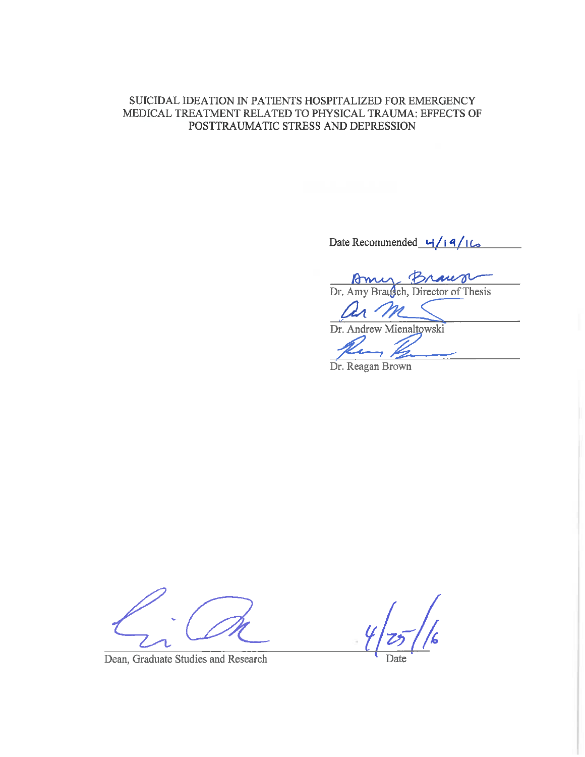SUICIDAL IDEATION IN PATIENTS HOSPITALIZED FOR EMERGENCY MEDICAL TREATMENT RELATED TO PHYSICAL TRAUMA: EFFECTS OF POSTTRAUMATIC STRESS AND DEPRESSION

Date Recommended 4/19/16

Dr. Amy Brausch, Director of Thesis

Dr. Andrew Mienaltowski

Dr. Reagan Brown

Dean, Graduate Studies and Research

4/25/16

Date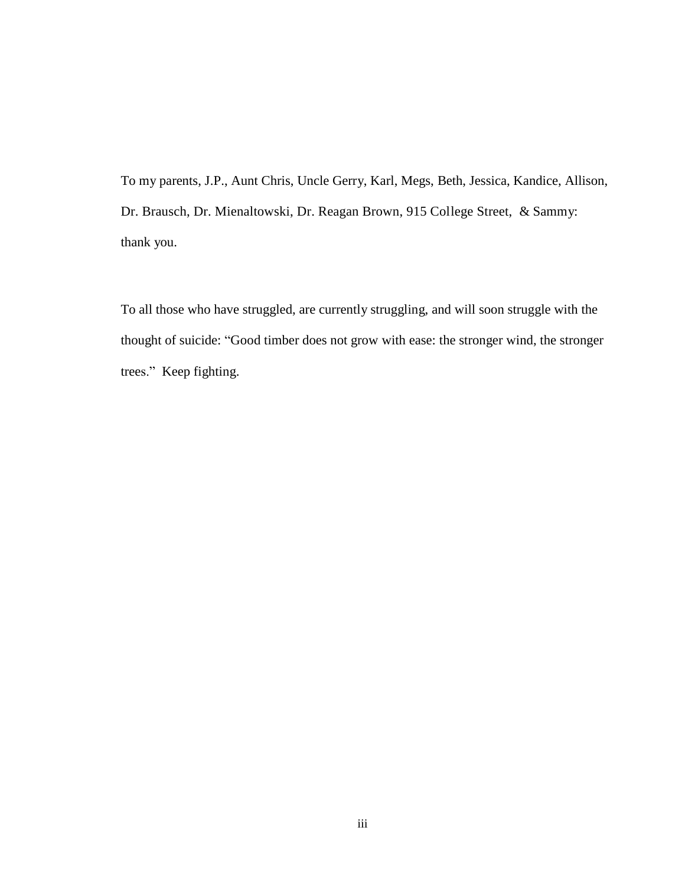To my parents, J.P., Aunt Chris, Uncle Gerry, Karl, Megs, Beth, Jessica, Kandice, Allison, Dr. Brausch, Dr. Mienaltowski, Dr. Reagan Brown, 915 College Street, & Sammy: thank you.

To all those who have struggled, are currently struggling, and will soon struggle with the thought of suicide: "Good timber does not grow with ease: the stronger wind, the stronger trees." Keep fighting.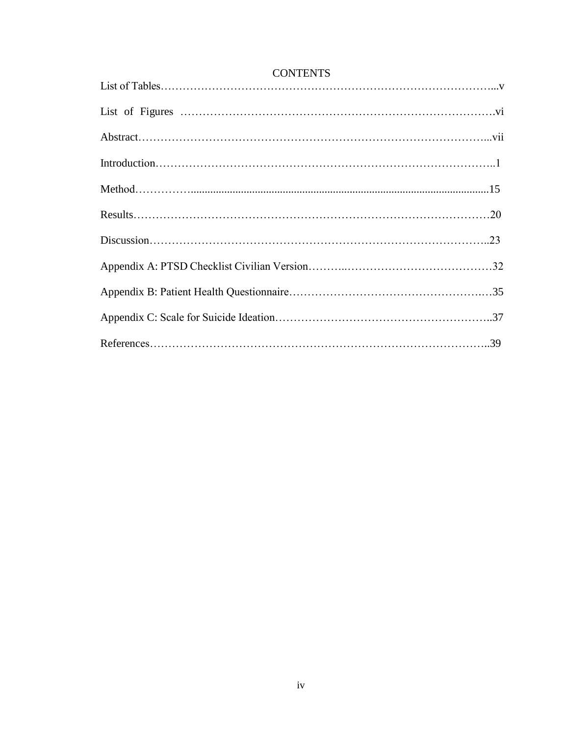# CONTENTS

List of Tables……………………………………………………………………………………...v

List of Figures ………………………………………………………………………………….vi

Abstract…………………………………………………………………………………………...vii

Introduction………………………………………………………………………………………..1

Method……………...........................................................................................................15

Results……………………………………………………………………………………………20

Discussion………………………………………………………………………………………..23

Appendix A: PTSD Checklist Civilian Version………..……………………………………32

Appendix B: Patient Health Questionnaire…………………………………………….…35

Appendix C: Scale for Suicide Ideation…………………………………………………..37

References………………………………………………………………………………………..39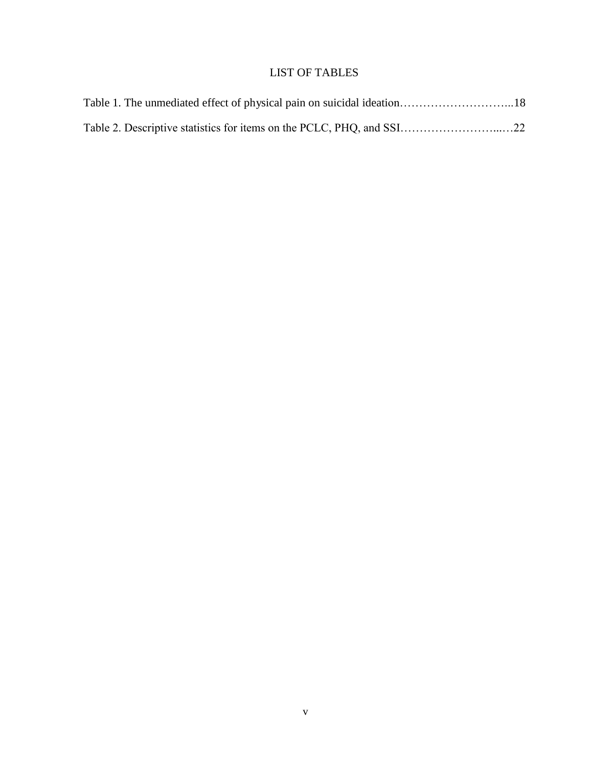# LIST OF TABLES

Table 1. The unmediated effect of physical pain on suicidal ideation…………………………...18

Table 2. Descriptive statistics for items on the PCLC, PHQ, and SSI……………………...…22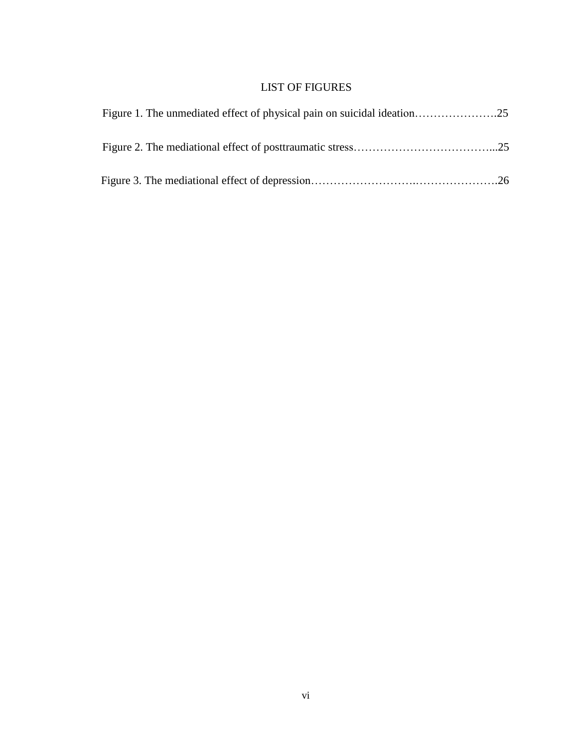# LIST OF FIGURES

Figure 1. The unmediated effect of physical pain on suicidal ideation…………………..25

Figure 2. The mediational effect of posttraumatic stress……………………………...25

Figure 3. The mediational effect of depression……………………….………………….26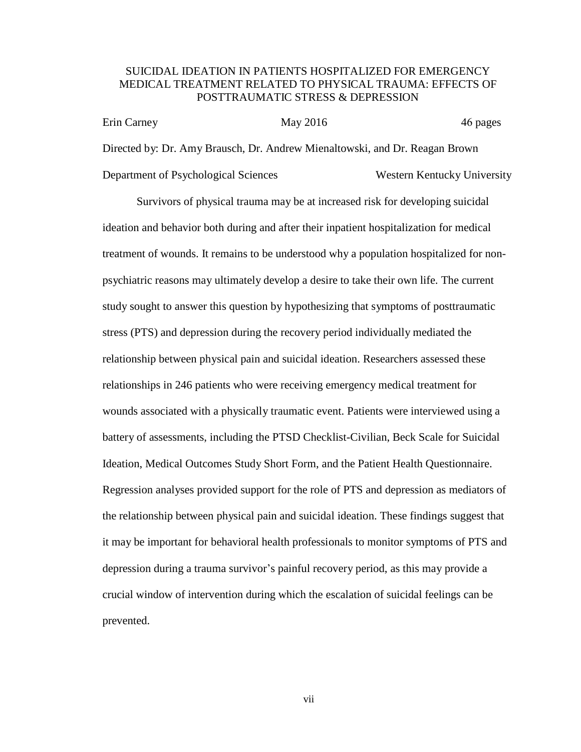# SUICIDAL IDEATION IN PATIENTS HOSPITALIZED FOR EMERGENCY MEDICAL TREATMENT RELATED TO PHYSICAL TRAUMA: EFFECTS OF POSTTRAUMATIC STRESS & DEPRESSION

Erin Carney  May 2016  46 pages

Directed by: Dr. Amy Brausch, Dr. Andrew Mienaltowski, and Dr. Reagan Brown

Department of Psychological Sciences  Western Kentucky University

Survivors of physical trauma may be at increased risk for developing suicidal ideation and behavior both during and after their inpatient hospitalization for medical treatment of wounds. It remains to be understood why a population hospitalized for non-psychiatric reasons may ultimately develop a desire to take their own life. The current study sought to answer this question by hypothesizing that symptoms of posttraumatic stress (PTS) and depression during the recovery period individually mediated the relationship between physical pain and suicidal ideation. Researchers assessed these relationships in 246 patients who were receiving emergency medical treatment for wounds associated with a physically traumatic event. Patients were interviewed using a battery of assessments, including the PTSD Checklist-Civilian, Beck Scale for Suicidal Ideation, Medical Outcomes Study Short Form, and the Patient Health Questionnaire. Regression analyses provided support for the role of PTS and depression as mediators of the relationship between physical pain and suicidal ideation. These findings suggest that it may be important for behavioral health professionals to monitor symptoms of PTS and depression during a trauma survivor's painful recovery period, as this may provide a crucial window of intervention during which the escalation of suicidal feelings can be prevented.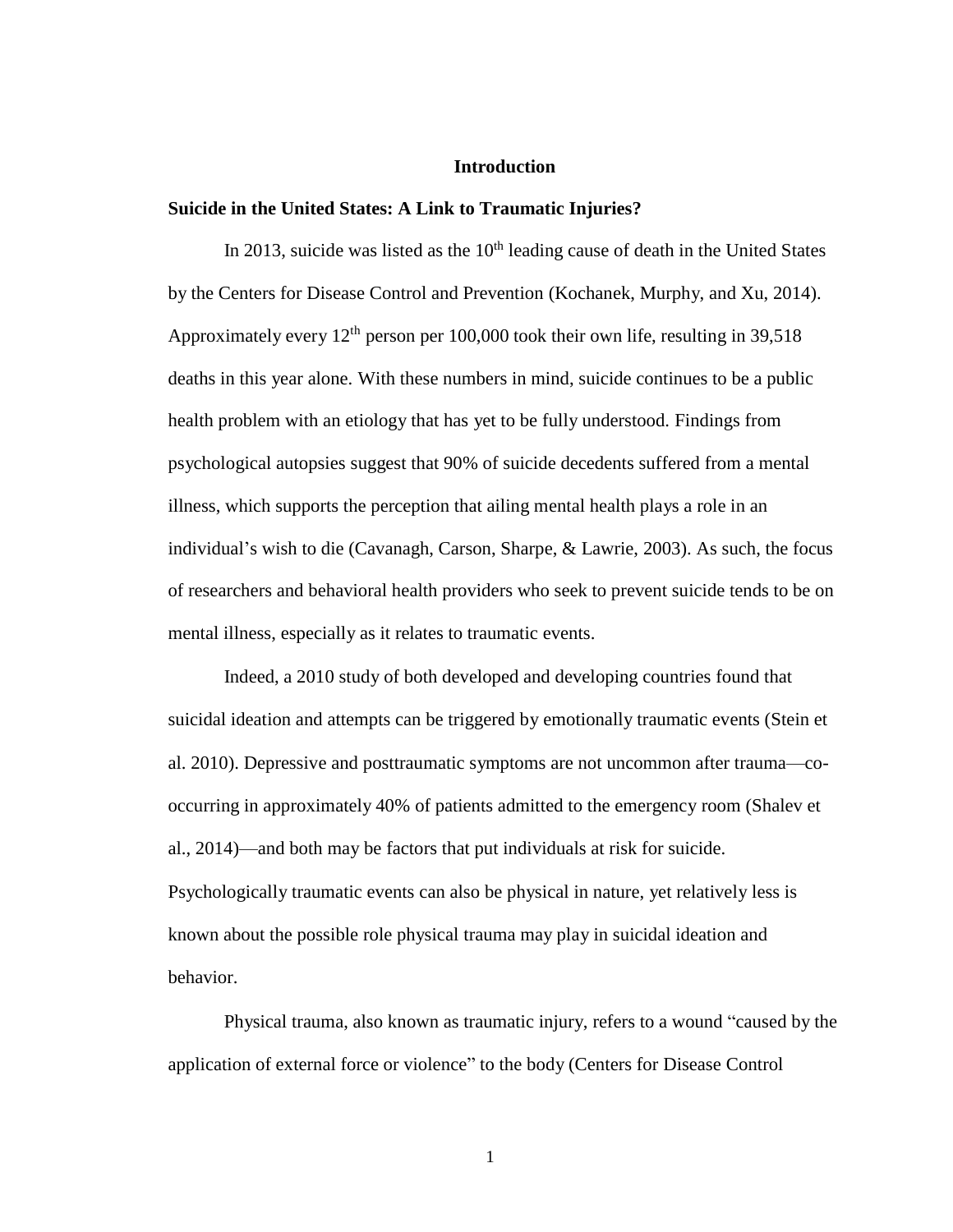# Introduction

## Suicide in the United States: A Link to Traumatic Injuries?

In 2013, suicide was listed as the 10th leading cause of death in the United States by the Centers for Disease Control and Prevention (Kochanek, Murphy, and Xu, 2014). Approximately every 12th person per 100,000 took their own life, resulting in 39,518 deaths in this year alone. With these numbers in mind, suicide continues to be a public health problem with an etiology that has yet to be fully understood. Findings from psychological autopsies suggest that 90% of suicide decedents suffered from a mental illness, which supports the perception that ailing mental health plays a role in an individual's wish to die (Cavanagh, Carson, Sharpe, & Lawrie, 2003). As such, the focus of researchers and behavioral health providers who seek to prevent suicide tends to be on mental illness, especially as it relates to traumatic events.

Indeed, a 2010 study of both developed and developing countries found that suicidal ideation and attempts can be triggered by emotionally traumatic events (Stein et al. 2010). Depressive and posttraumatic symptoms are not uncommon after trauma—co-occurring in approximately 40% of patients admitted to the emergency room (Shalev et al., 2014)—and both may be factors that put individuals at risk for suicide. Psychologically traumatic events can also be physical in nature, yet relatively less is known about the possible role physical trauma may play in suicidal ideation and behavior.

Physical trauma, also known as traumatic injury, refers to a wound "caused by the application of external force or violence" to the body (Centers for Disease Control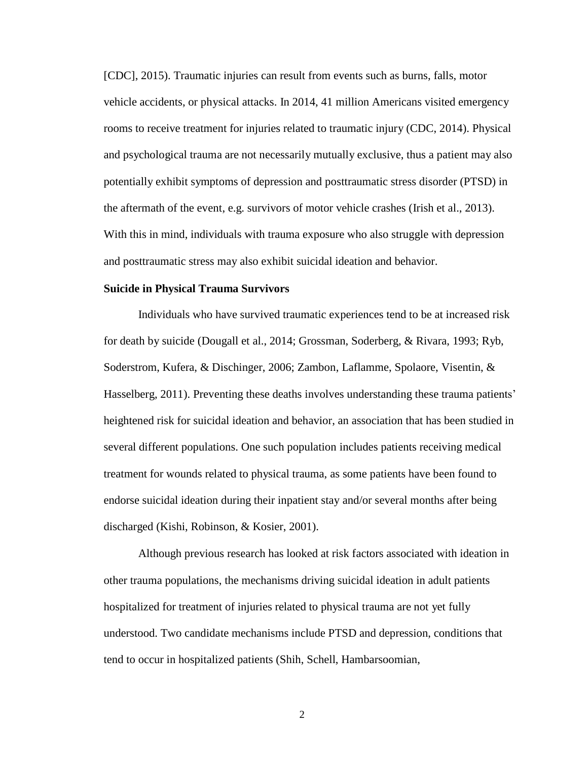[CDC], 2015). Traumatic injuries can result from events such as burns, falls, motor vehicle accidents, or physical attacks. In 2014, 41 million Americans visited emergency rooms to receive treatment for injuries related to traumatic injury (CDC, 2014). Physical and psychological trauma are not necessarily mutually exclusive, thus a patient may also potentially exhibit symptoms of depression and posttraumatic stress disorder (PTSD) in the aftermath of the event, e.g. survivors of motor vehicle crashes (Irish et al., 2013). With this in mind, individuals with trauma exposure who also struggle with depression and posttraumatic stress may also exhibit suicidal ideation and behavior.

**Suicide in Physical Trauma Survivors**

Individuals who have survived traumatic experiences tend to be at increased risk for death by suicide (Dougall et al., 2014; Grossman, Soderberg, & Rivara, 1993; Ryb, Soderstrom, Kufera, & Dischinger, 2006; Zambon, Laflamme, Spolaore, Visentin, & Hasselberg, 2011). Preventing these deaths involves understanding these trauma patients' heightened risk for suicidal ideation and behavior, an association that has been studied in several different populations. One such population includes patients receiving medical treatment for wounds related to physical trauma, as some patients have been found to endorse suicidal ideation during their inpatient stay and/or several months after being discharged (Kishi, Robinson, & Kosier, 2001).

Although previous research has looked at risk factors associated with ideation in other trauma populations, the mechanisms driving suicidal ideation in adult patients hospitalized for treatment of injuries related to physical trauma are not yet fully understood. Two candidate mechanisms include PTSD and depression, conditions that tend to occur in hospitalized patients (Shih, Schell, Hambarsoomian,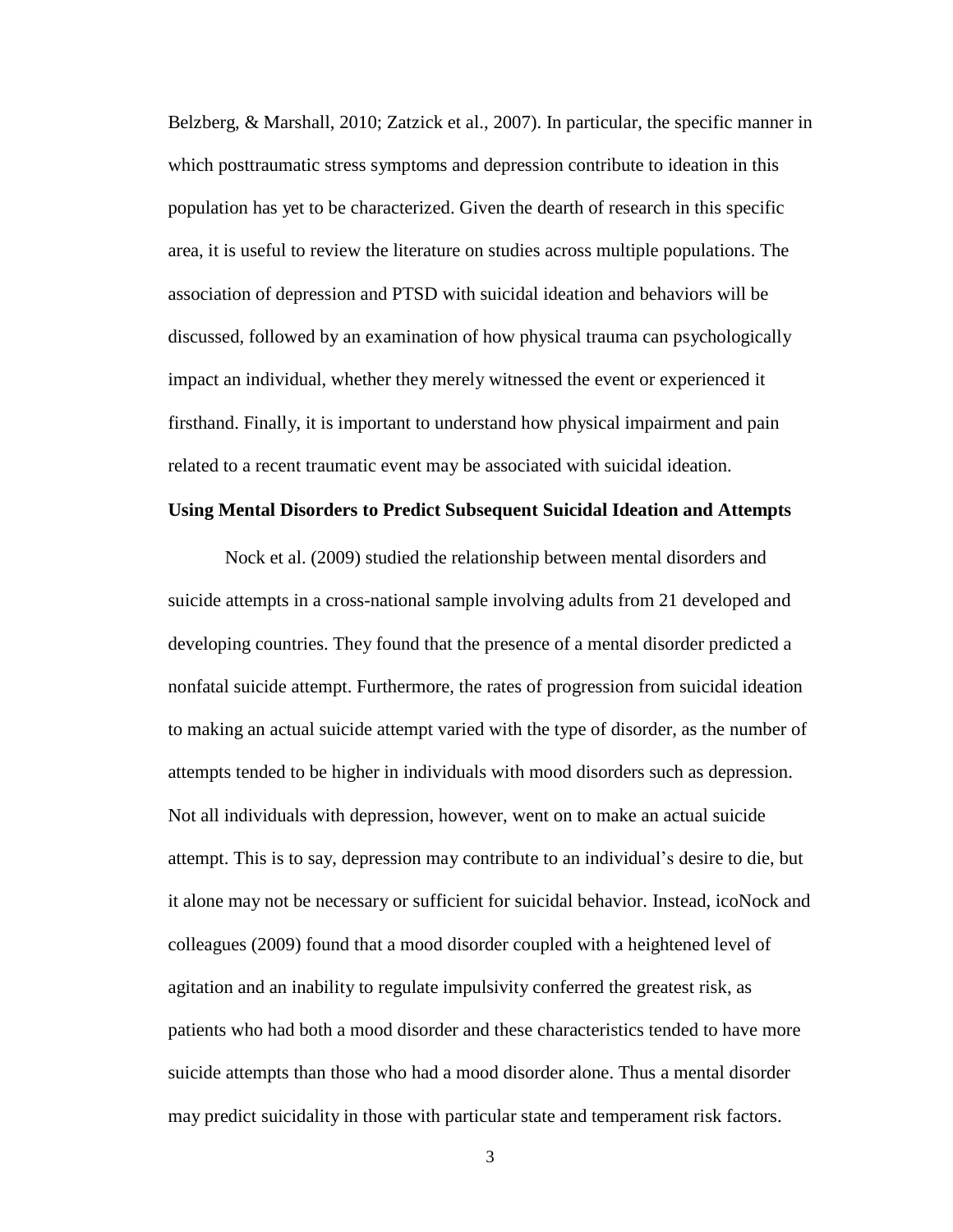Belzberg, & Marshall, 2010; Zatzick et al., 2007). In particular, the specific manner in which posttraumatic stress symptoms and depression contribute to ideation in this population has yet to be characterized. Given the dearth of research in this specific area, it is useful to review the literature on studies across multiple populations. The association of depression and PTSD with suicidal ideation and behaviors will be discussed, followed by an examination of how physical trauma can psychologically impact an individual, whether they merely witnessed the event or experienced it firsthand. Finally, it is important to understand how physical impairment and pain related to a recent traumatic event may be associated with suicidal ideation.

**Using Mental Disorders to Predict Subsequent Suicidal Ideation and Attempts**

Nock et al. (2009) studied the relationship between mental disorders and suicide attempts in a cross-national sample involving adults from 21 developed and developing countries. They found that the presence of a mental disorder predicted a nonfatal suicide attempt. Furthermore, the rates of progression from suicidal ideation to making an actual suicide attempt varied with the type of disorder, as the number of attempts tended to be higher in individuals with mood disorders such as depression. Not all individuals with depression, however, went on to make an actual suicide attempt. This is to say, depression may contribute to an individual's desire to die, but it alone may not be necessary or sufficient for suicidal behavior. Instead, icoNock and colleagues (2009) found that a mood disorder coupled with a heightened level of agitation and an inability to regulate impulsivity conferred the greatest risk, as patients who had both a mood disorder and these characteristics tended to have more suicide attempts than those who had a mood disorder alone. Thus a mental disorder may predict suicidality in those with particular state and temperament risk factors.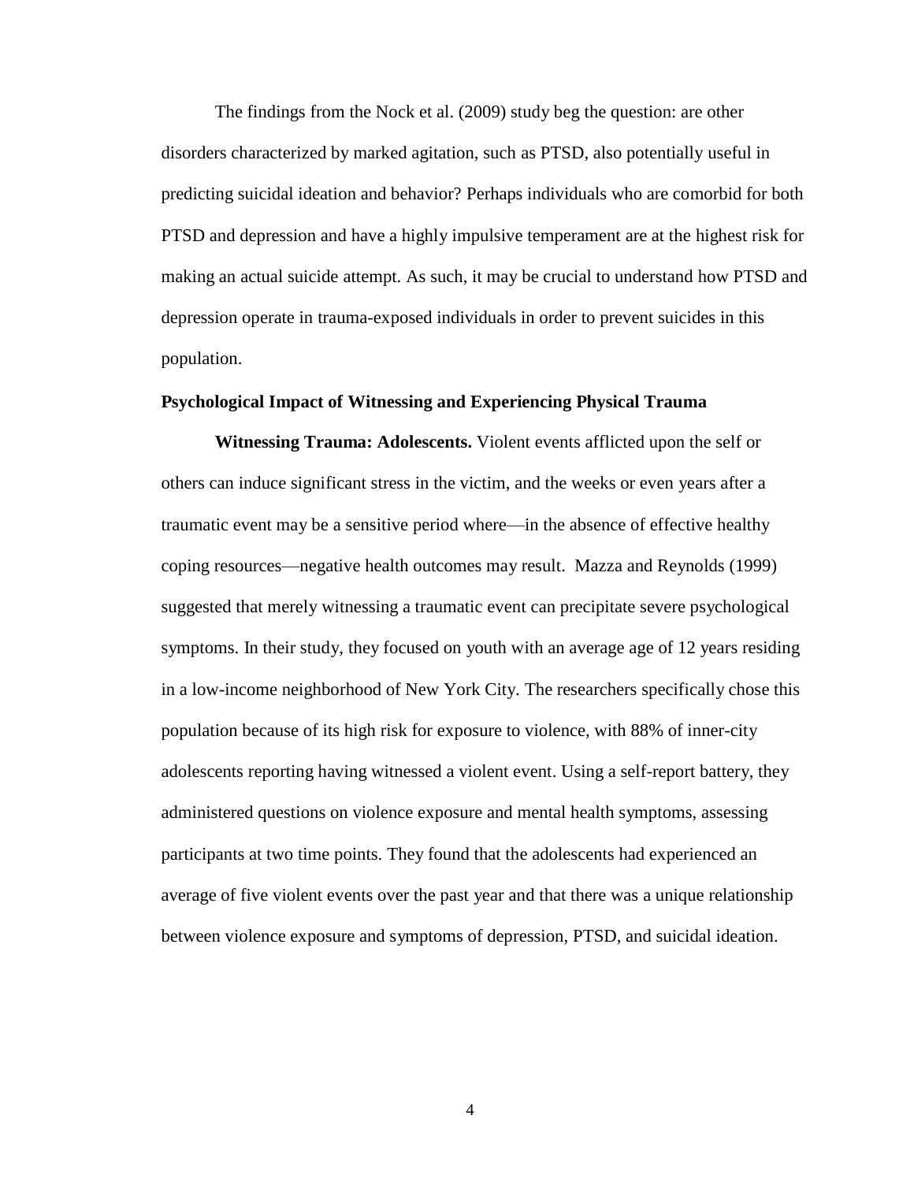The findings from the Nock et al. (2009) study beg the question: are other disorders characterized by marked agitation, such as PTSD, also potentially useful in predicting suicidal ideation and behavior? Perhaps individuals who are comorbid for both PTSD and depression and have a highly impulsive temperament are at the highest risk for making an actual suicide attempt. As such, it may be crucial to understand how PTSD and depression operate in trauma-exposed individuals in order to prevent suicides in this population.

**Psychological Impact of Witnessing and Experiencing Physical Trauma**

**Witnessing Trauma: Adolescents.** Violent events afflicted upon the self or others can induce significant stress in the victim, and the weeks or even years after a traumatic event may be a sensitive period where—in the absence of effective healthy coping resources—negative health outcomes may result. Mazza and Reynolds (1999) suggested that merely witnessing a traumatic event can precipitate severe psychological symptoms. In their study, they focused on youth with an average age of 12 years residing in a low-income neighborhood of New York City. The researchers specifically chose this population because of its high risk for exposure to violence, with 88% of inner-city adolescents reporting having witnessed a violent event. Using a self-report battery, they administered questions on violence exposure and mental health symptoms, assessing participants at two time points. They found that the adolescents had experienced an average of five violent events over the past year and that there was a unique relationship between violence exposure and symptoms of depression, PTSD, and suicidal ideation.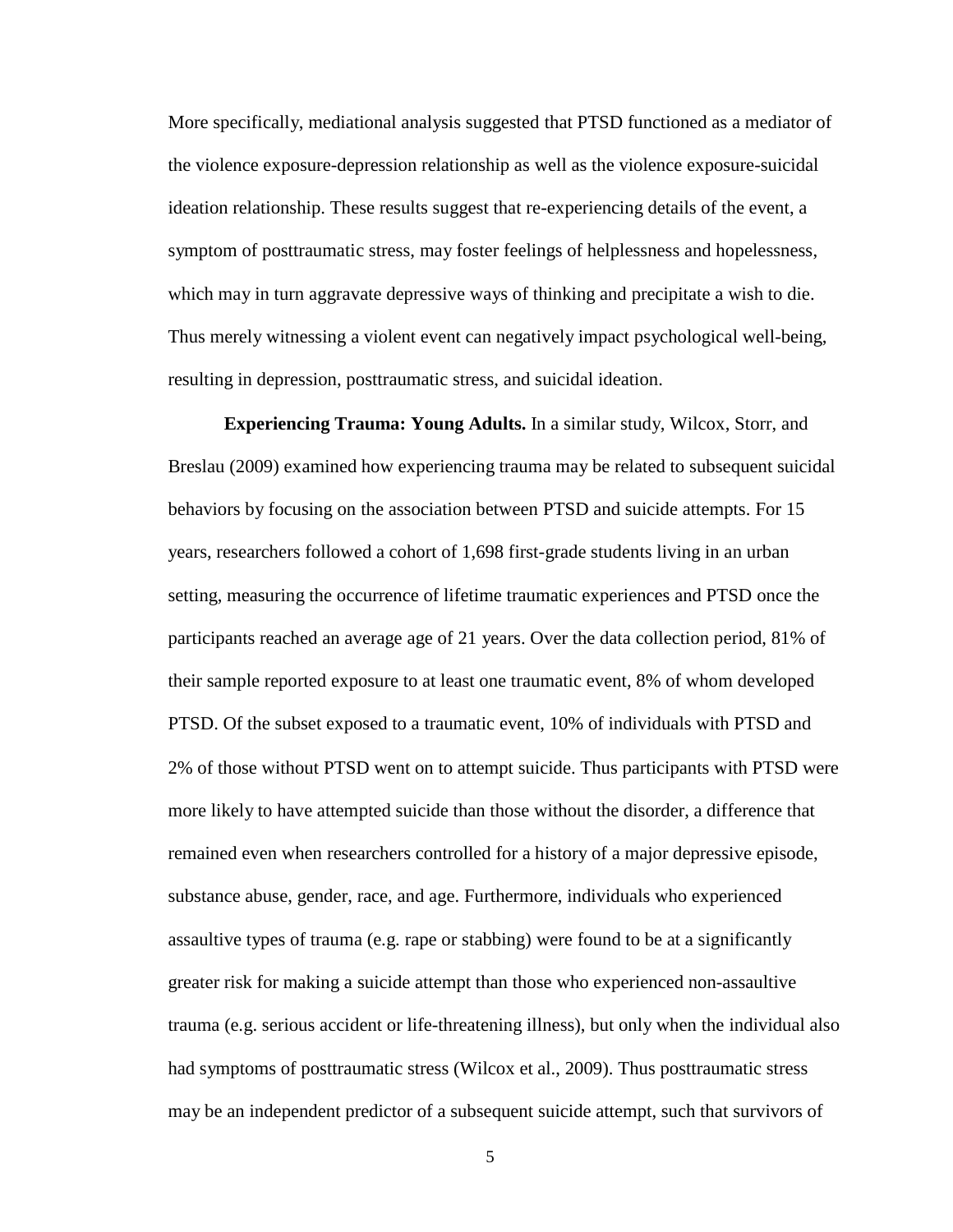More specifically, mediational analysis suggested that PTSD functioned as a mediator of the violence exposure-depression relationship as well as the violence exposure-suicidal ideation relationship. These results suggest that re-experiencing details of the event, a symptom of posttraumatic stress, may foster feelings of helplessness and hopelessness, which may in turn aggravate depressive ways of thinking and precipitate a wish to die. Thus merely witnessing a violent event can negatively impact psychological well-being, resulting in depression, posttraumatic stress, and suicidal ideation.

**Experiencing Trauma: Young Adults.** In a similar study, Wilcox, Storr, and Breslau (2009) examined how experiencing trauma may be related to subsequent suicidal behaviors by focusing on the association between PTSD and suicide attempts. For 15 years, researchers followed a cohort of 1,698 first-grade students living in an urban setting, measuring the occurrence of lifetime traumatic experiences and PTSD once the participants reached an average age of 21 years. Over the data collection period, 81% of their sample reported exposure to at least one traumatic event, 8% of whom developed PTSD. Of the subset exposed to a traumatic event, 10% of individuals with PTSD and 2% of those without PTSD went on to attempt suicide. Thus participants with PTSD were more likely to have attempted suicide than those without the disorder, a difference that remained even when researchers controlled for a history of a major depressive episode, substance abuse, gender, race, and age. Furthermore, individuals who experienced assaultive types of trauma (e.g. rape or stabbing) were found to be at a significantly greater risk for making a suicide attempt than those who experienced non-assaultive trauma (e.g. serious accident or life-threatening illness), but only when the individual also had symptoms of posttraumatic stress (Wilcox et al., 2009). Thus posttraumatic stress may be an independent predictor of a subsequent suicide attempt, such that survivors of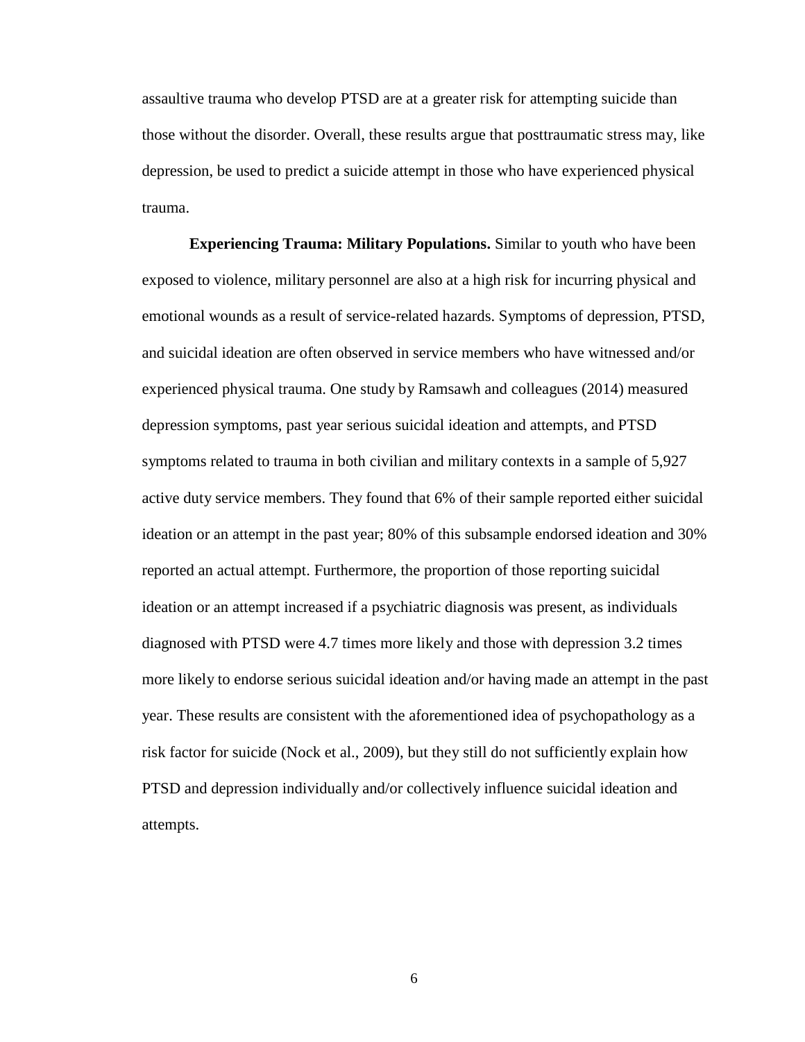assaultive trauma who develop PTSD are at a greater risk for attempting suicide than those without the disorder. Overall, these results argue that posttraumatic stress may, like depression, be used to predict a suicide attempt in those who have experienced physical trauma.

**Experiencing Trauma: Military Populations.** Similar to youth who have been exposed to violence, military personnel are also at a high risk for incurring physical and emotional wounds as a result of service-related hazards. Symptoms of depression, PTSD, and suicidal ideation are often observed in service members who have witnessed and/or experienced physical trauma. One study by Ramsawh and colleagues (2014) measured depression symptoms, past year serious suicidal ideation and attempts, and PTSD symptoms related to trauma in both civilian and military contexts in a sample of 5,927 active duty service members. They found that 6% of their sample reported either suicidal ideation or an attempt in the past year; 80% of this subsample endorsed ideation and 30% reported an actual attempt. Furthermore, the proportion of those reporting suicidal ideation or an attempt increased if a psychiatric diagnosis was present, as individuals diagnosed with PTSD were 4.7 times more likely and those with depression 3.2 times more likely to endorse serious suicidal ideation and/or having made an attempt in the past year. These results are consistent with the aforementioned idea of psychopathology as a risk factor for suicide (Nock et al., 2009), but they still do not sufficiently explain how PTSD and depression individually and/or collectively influence suicidal ideation and attempts.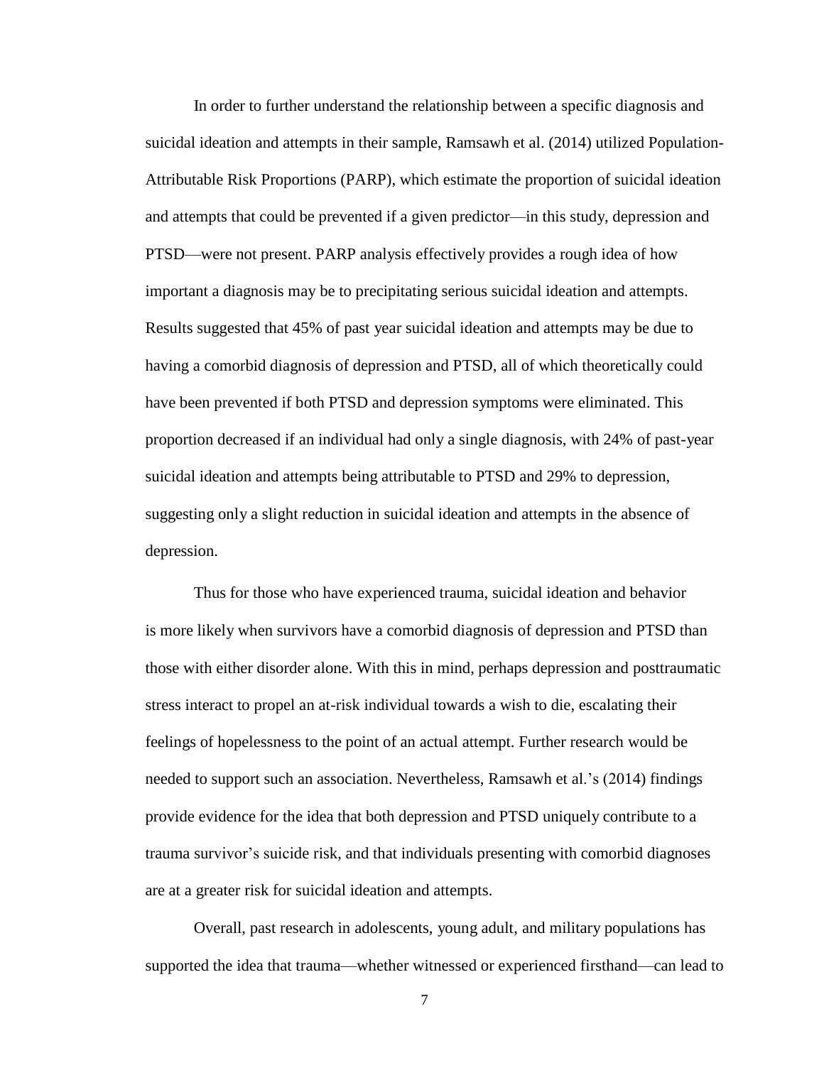In order to further understand the relationship between a specific diagnosis and suicidal ideation and attempts in their sample, Ramsawh et al. (2014) utilized Population-Attributable Risk Proportions (PARP), which estimate the proportion of suicidal ideation and attempts that could be prevented if a given predictor—in this study, depression and PTSD—were not present. PARP analysis effectively provides a rough idea of how important a diagnosis may be to precipitating serious suicidal ideation and attempts. Results suggested that 45% of past year suicidal ideation and attempts may be due to having a comorbid diagnosis of depression and PTSD, all of which theoretically could have been prevented if both PTSD and depression symptoms were eliminated. This proportion decreased if an individual had only a single diagnosis, with 24% of past-year suicidal ideation and attempts being attributable to PTSD and 29% to depression, suggesting only a slight reduction in suicidal ideation and attempts in the absence of depression.

Thus for those who have experienced trauma, suicidal ideation and behavior is more likely when survivors have a comorbid diagnosis of depression and PTSD than those with either disorder alone. With this in mind, perhaps depression and posttraumatic stress interact to propel an at-risk individual towards a wish to die, escalating their feelings of hopelessness to the point of an actual attempt. Further research would be needed to support such an association. Nevertheless, Ramsawh et al.'s (2014) findings provide evidence for the idea that both depression and PTSD uniquely contribute to a trauma survivor's suicide risk, and that individuals presenting with comorbid diagnoses are at a greater risk for suicidal ideation and attempts.

Overall, past research in adolescents, young adult, and military populations has supported the idea that trauma—whether witnessed or experienced firsthand—can lead to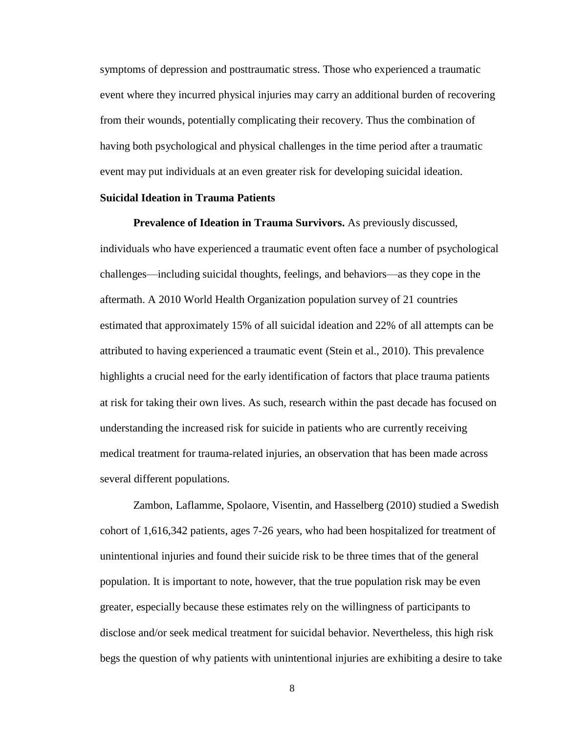symptoms of depression and posttraumatic stress. Those who experienced a traumatic event where they incurred physical injuries may carry an additional burden of recovering from their wounds, potentially complicating their recovery. Thus the combination of having both psychological and physical challenges in the time period after a traumatic event may put individuals at an even greater risk for developing suicidal ideation.

**Suicidal Ideation in Trauma Patients**

**Prevalence of Ideation in Trauma Survivors.** As previously discussed, individuals who have experienced a traumatic event often face a number of psychological challenges—including suicidal thoughts, feelings, and behaviors—as they cope in the aftermath. A 2010 World Health Organization population survey of 21 countries estimated that approximately 15% of all suicidal ideation and 22% of all attempts can be attributed to having experienced a traumatic event (Stein et al., 2010). This prevalence highlights a crucial need for the early identification of factors that place trauma patients at risk for taking their own lives. As such, research within the past decade has focused on understanding the increased risk for suicide in patients who are currently receiving medical treatment for trauma-related injuries, an observation that has been made across several different populations.

Zambon, Laflamme, Spolaore, Visentin, and Hasselberg (2010) studied a Swedish cohort of 1,616,342 patients, ages 7-26 years, who had been hospitalized for treatment of unintentional injuries and found their suicide risk to be three times that of the general population. It is important to note, however, that the true population risk may be even greater, especially because these estimates rely on the willingness of participants to disclose and/or seek medical treatment for suicidal behavior. Nevertheless, this high risk begs the question of why patients with unintentional injuries are exhibiting a desire to take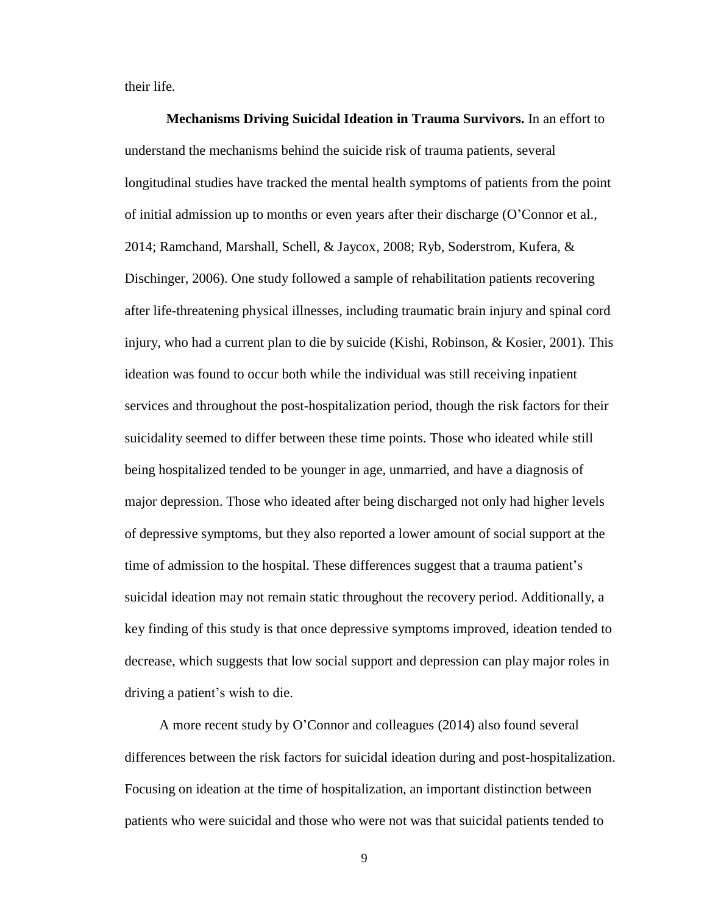their life.

**Mechanisms Driving Suicidal Ideation in Trauma Survivors.** In an effort to understand the mechanisms behind the suicide risk of trauma patients, several longitudinal studies have tracked the mental health symptoms of patients from the point of initial admission up to months or even years after their discharge (O'Connor et al., 2014; Ramchand, Marshall, Schell, & Jaycox, 2008; Ryb, Soderstrom, Kufera, & Dischinger, 2006). One study followed a sample of rehabilitation patients recovering after life-threatening physical illnesses, including traumatic brain injury and spinal cord injury, who had a current plan to die by suicide (Kishi, Robinson, & Kosier, 2001). This ideation was found to occur both while the individual was still receiving inpatient services and throughout the post-hospitalization period, though the risk factors for their suicidality seemed to differ between these time points. Those who ideated while still being hospitalized tended to be younger in age, unmarried, and have a diagnosis of major depression. Those who ideated after being discharged not only had higher levels of depressive symptoms, but they also reported a lower amount of social support at the time of admission to the hospital. These differences suggest that a trauma patient's suicidal ideation may not remain static throughout the recovery period. Additionally, a key finding of this study is that once depressive symptoms improved, ideation tended to decrease, which suggests that low social support and depression can play major roles in driving a patient's wish to die.

A more recent study by O'Connor and colleagues (2014) also found several differences between the risk factors for suicidal ideation during and post-hospitalization. Focusing on ideation at the time of hospitalization, an important distinction between patients who were suicidal and those who were not was that suicidal patients tended to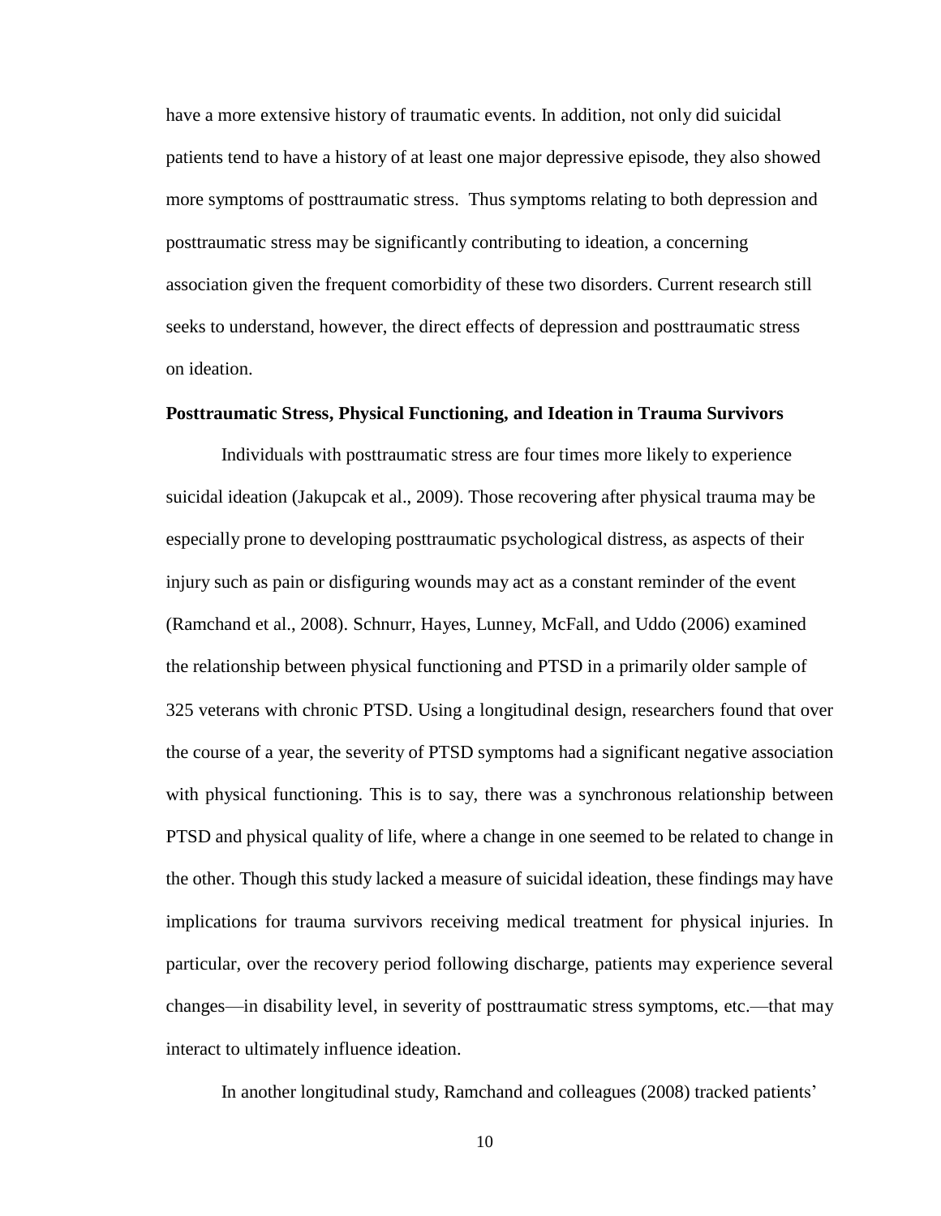have a more extensive history of traumatic events. In addition, not only did suicidal patients tend to have a history of at least one major depressive episode, they also showed more symptoms of posttraumatic stress. Thus symptoms relating to both depression and posttraumatic stress may be significantly contributing to ideation, a concerning association given the frequent comorbidity of these two disorders. Current research still seeks to understand, however, the direct effects of depression and posttraumatic stress on ideation.

**Posttraumatic Stress, Physical Functioning, and Ideation in Trauma Survivors**

Individuals with posttraumatic stress are four times more likely to experience suicidal ideation (Jakupcak et al., 2009). Those recovering after physical trauma may be especially prone to developing posttraumatic psychological distress, as aspects of their injury such as pain or disfiguring wounds may act as a constant reminder of the event (Ramchand et al., 2008). Schnurr, Hayes, Lunney, McFall, and Uddo (2006) examined the relationship between physical functioning and PTSD in a primarily older sample of 325 veterans with chronic PTSD. Using a longitudinal design, researchers found that over the course of a year, the severity of PTSD symptoms had a significant negative association with physical functioning. This is to say, there was a synchronous relationship between PTSD and physical quality of life, where a change in one seemed to be related to change in the other. Though this study lacked a measure of suicidal ideation, these findings may have implications for trauma survivors receiving medical treatment for physical injuries. In particular, over the recovery period following discharge, patients may experience several changes—in disability level, in severity of posttraumatic stress symptoms, etc.—that may interact to ultimately influence ideation.

In another longitudinal study, Ramchand and colleagues (2008) tracked patients'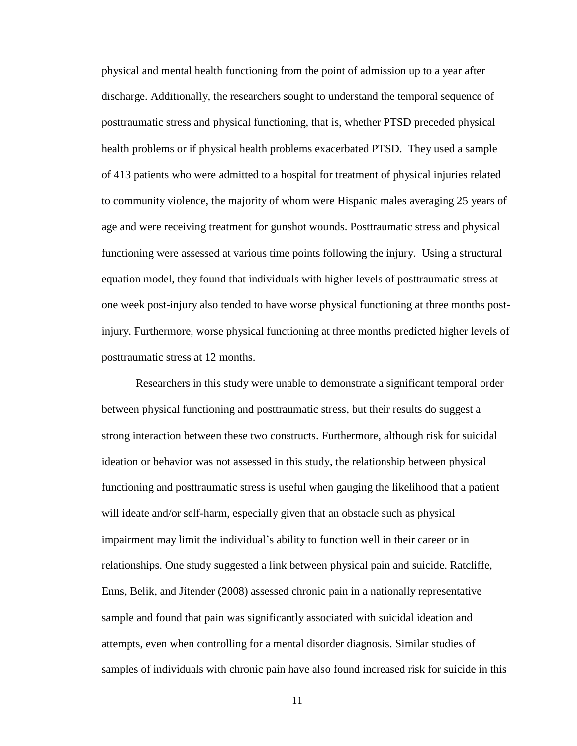physical and mental health functioning from the point of admission up to a year after discharge. Additionally, the researchers sought to understand the temporal sequence of posttraumatic stress and physical functioning, that is, whether PTSD preceded physical health problems or if physical health problems exacerbated PTSD. They used a sample of 413 patients who were admitted to a hospital for treatment of physical injuries related to community violence, the majority of whom were Hispanic males averaging 25 years of age and were receiving treatment for gunshot wounds. Posttraumatic stress and physical functioning were assessed at various time points following the injury. Using a structural equation model, they found that individuals with higher levels of posttraumatic stress at one week post-injury also tended to have worse physical functioning at three months post-injury. Furthermore, worse physical functioning at three months predicted higher levels of posttraumatic stress at 12 months.

Researchers in this study were unable to demonstrate a significant temporal order between physical functioning and posttraumatic stress, but their results do suggest a strong interaction between these two constructs. Furthermore, although risk for suicidal ideation or behavior was not assessed in this study, the relationship between physical functioning and posttraumatic stress is useful when gauging the likelihood that a patient will ideate and/or self-harm, especially given that an obstacle such as physical impairment may limit the individual's ability to function well in their career or in relationships. One study suggested a link between physical pain and suicide. Ratcliffe, Enns, Belik, and Jitender (2008) assessed chronic pain in a nationally representative sample and found that pain was significantly associated with suicidal ideation and attempts, even when controlling for a mental disorder diagnosis. Similar studies of samples of individuals with chronic pain have also found increased risk for suicide in this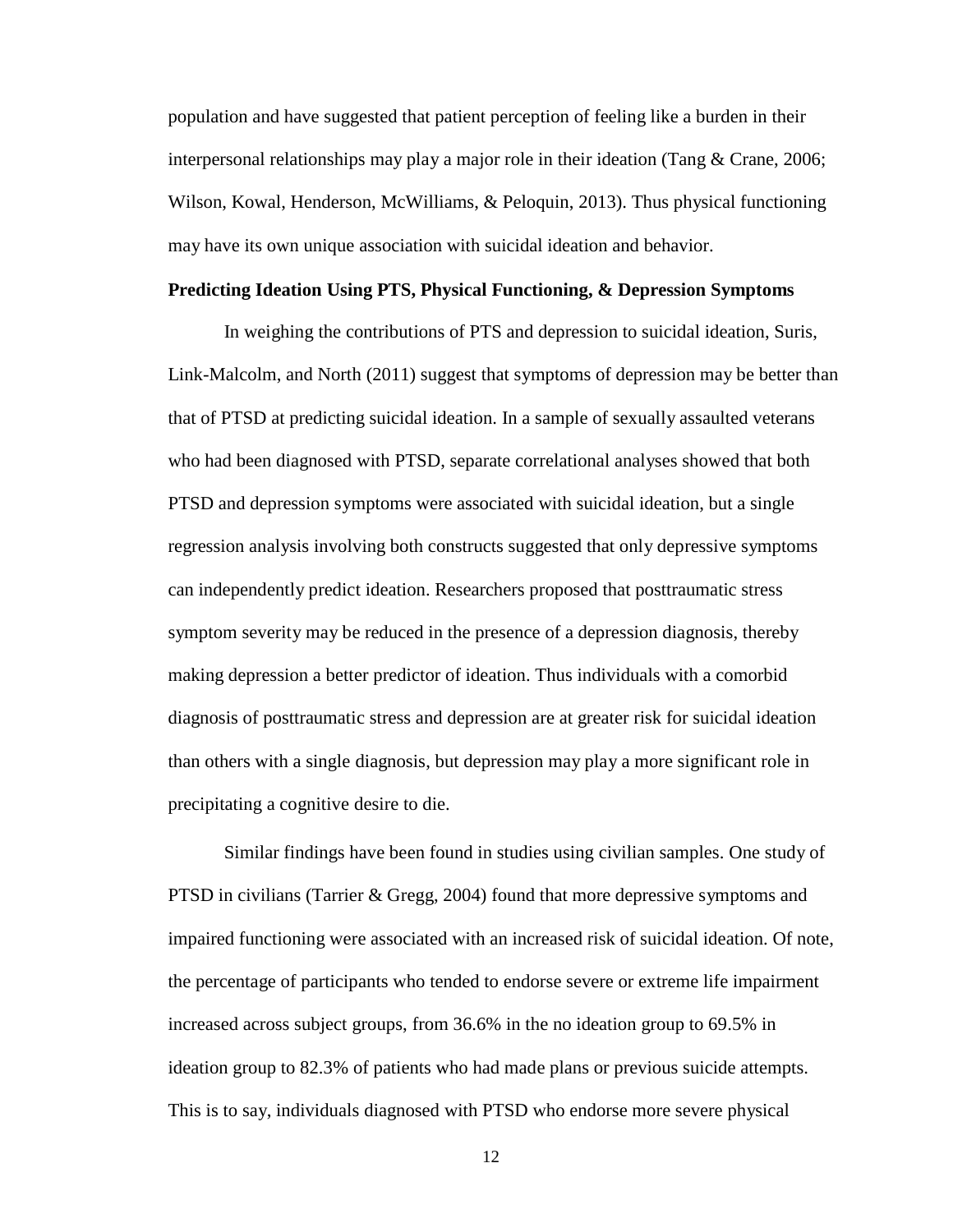population and have suggested that patient perception of feeling like a burden in their interpersonal relationships may play a major role in their ideation (Tang & Crane, 2006; Wilson, Kowal, Henderson, McWilliams, & Peloquin, 2013). Thus physical functioning may have its own unique association with suicidal ideation and behavior.

**Predicting Ideation Using PTS, Physical Functioning, & Depression Symptoms**

In weighing the contributions of PTS and depression to suicidal ideation, Suris, Link-Malcolm, and North (2011) suggest that symptoms of depression may be better than that of PTSD at predicting suicidal ideation. In a sample of sexually assaulted veterans who had been diagnosed with PTSD, separate correlational analyses showed that both PTSD and depression symptoms were associated with suicidal ideation, but a single regression analysis involving both constructs suggested that only depressive symptoms can independently predict ideation. Researchers proposed that posttraumatic stress symptom severity may be reduced in the presence of a depression diagnosis, thereby making depression a better predictor of ideation. Thus individuals with a comorbid diagnosis of posttraumatic stress and depression are at greater risk for suicidal ideation than others with a single diagnosis, but depression may play a more significant role in precipitating a cognitive desire to die.

Similar findings have been found in studies using civilian samples. One study of PTSD in civilians (Tarrier & Gregg, 2004) found that more depressive symptoms and impaired functioning were associated with an increased risk of suicidal ideation. Of note, the percentage of participants who tended to endorse severe or extreme life impairment increased across subject groups, from 36.6% in the no ideation group to 69.5% in ideation group to 82.3% of patients who had made plans or previous suicide attempts. This is to say, individuals diagnosed with PTSD who endorse more severe physical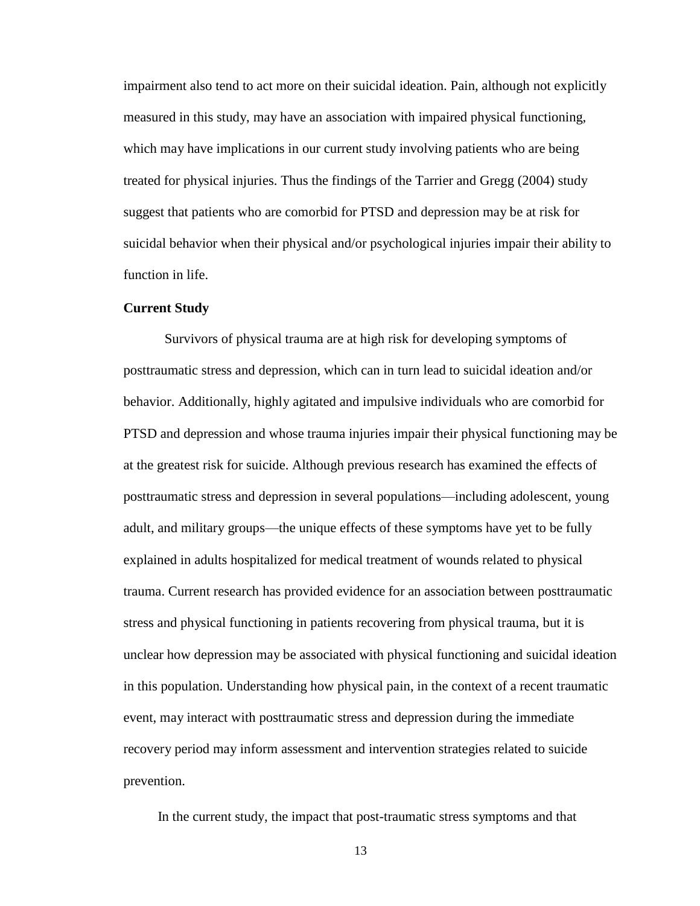impairment also tend to act more on their suicidal ideation. Pain, although not explicitly measured in this study, may have an association with impaired physical functioning, which may have implications in our current study involving patients who are being treated for physical injuries. Thus the findings of the Tarrier and Gregg (2004) study suggest that patients who are comorbid for PTSD and depression may be at risk for suicidal behavior when their physical and/or psychological injuries impair their ability to function in life.

**Current Study**

Survivors of physical trauma are at high risk for developing symptoms of posttraumatic stress and depression, which can in turn lead to suicidal ideation and/or behavior. Additionally, highly agitated and impulsive individuals who are comorbid for PTSD and depression and whose trauma injuries impair their physical functioning may be at the greatest risk for suicide. Although previous research has examined the effects of posttraumatic stress and depression in several populations—including adolescent, young adult, and military groups—the unique effects of these symptoms have yet to be fully explained in adults hospitalized for medical treatment of wounds related to physical trauma. Current research has provided evidence for an association between posttraumatic stress and physical functioning in patients recovering from physical trauma, but it is unclear how depression may be associated with physical functioning and suicidal ideation in this population. Understanding how physical pain, in the context of a recent traumatic event, may interact with posttraumatic stress and depression during the immediate recovery period may inform assessment and intervention strategies related to suicide prevention.

In the current study, the impact that post-traumatic stress symptoms and that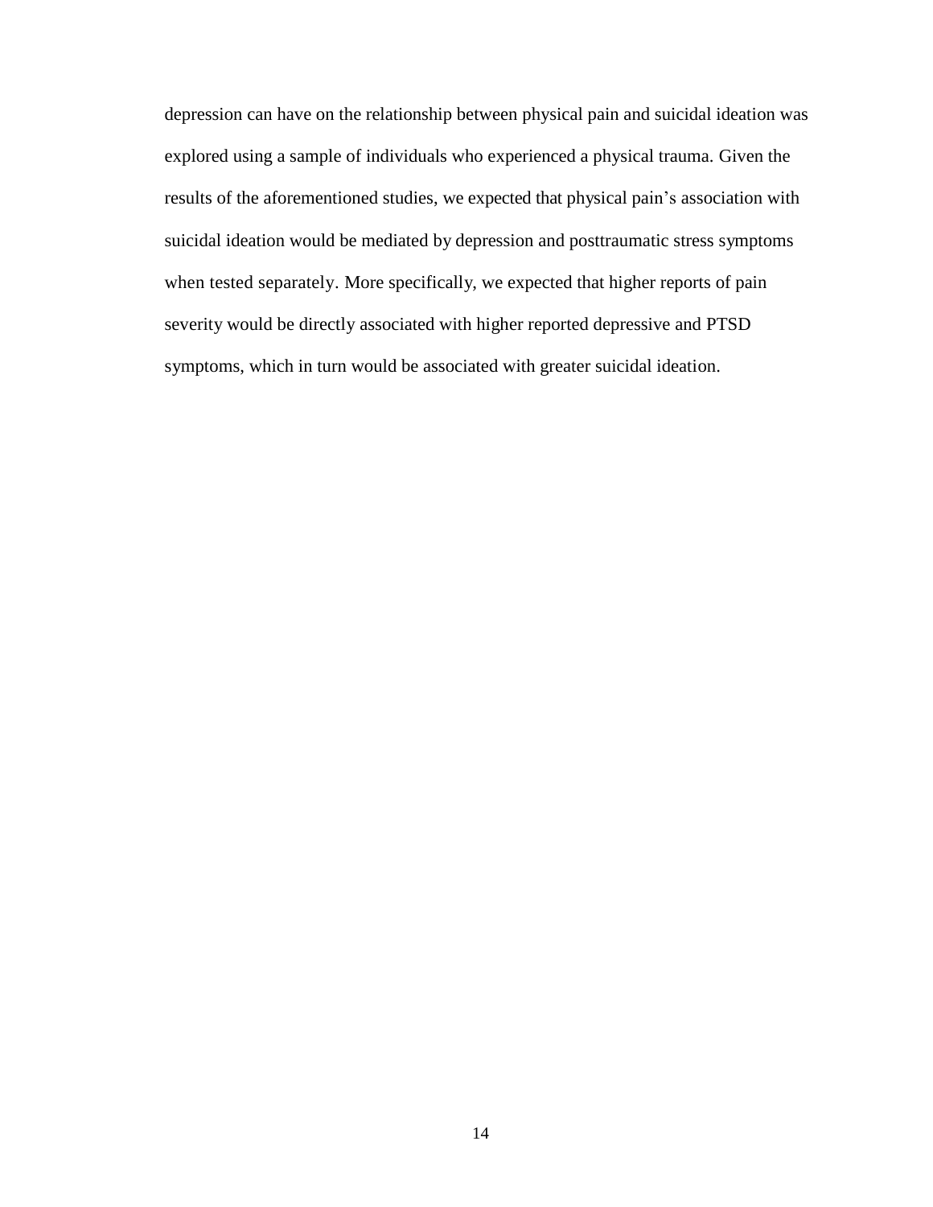depression can have on the relationship between physical pain and suicidal ideation was explored using a sample of individuals who experienced a physical trauma. Given the results of the aforementioned studies, we expected that physical pain's association with suicidal ideation would be mediated by depression and posttraumatic stress symptoms when tested separately. More specifically, we expected that higher reports of pain severity would be directly associated with higher reported depressive and PTSD symptoms, which in turn would be associated with greater suicidal ideation.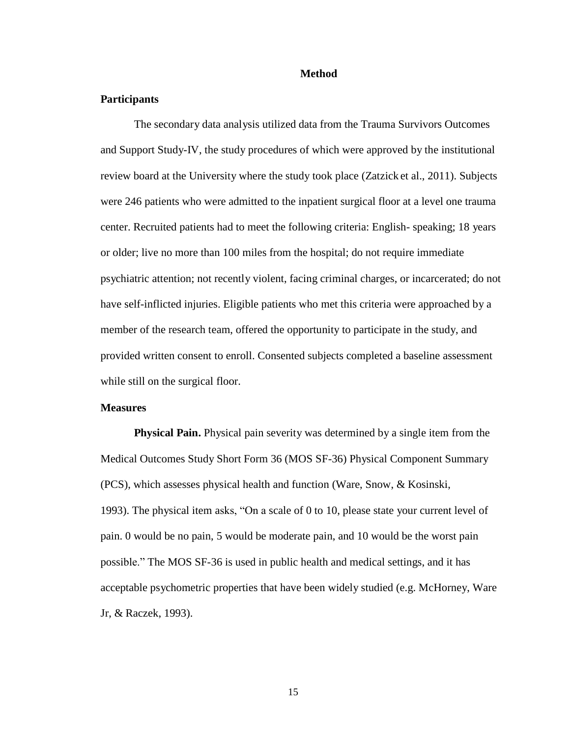# Method

## Participants

The secondary data analysis utilized data from the Trauma Survivors Outcomes and Support Study-IV, the study procedures of which were approved by the institutional review board at the University where the study took place (Zatzick et al., 2011). Subjects were 246 patients who were admitted to the inpatient surgical floor at a level one trauma center. Recruited patients had to meet the following criteria: English- speaking; 18 years or older; live no more than 100 miles from the hospital; do not require immediate psychiatric attention; not recently violent, facing criminal charges, or incarcerated; do not have self-inflicted injuries. Eligible patients who met this criteria were approached by a member of the research team, offered the opportunity to participate in the study, and provided written consent to enroll. Consented subjects completed a baseline assessment while still on the surgical floor.

## Measures

**Physical Pain.** Physical pain severity was determined by a single item from the Medical Outcomes Study Short Form 36 (MOS SF-36) Physical Component Summary (PCS), which assesses physical health and function (Ware, Snow, & Kosinski, 1993). The physical item asks, "On a scale of 0 to 10, please state your current level of pain. 0 would be no pain, 5 would be moderate pain, and 10 would be the worst pain possible." The MOS SF-36 is used in public health and medical settings, and it has acceptable psychometric properties that have been widely studied (e.g. McHorney, Ware Jr, & Raczek, 1993).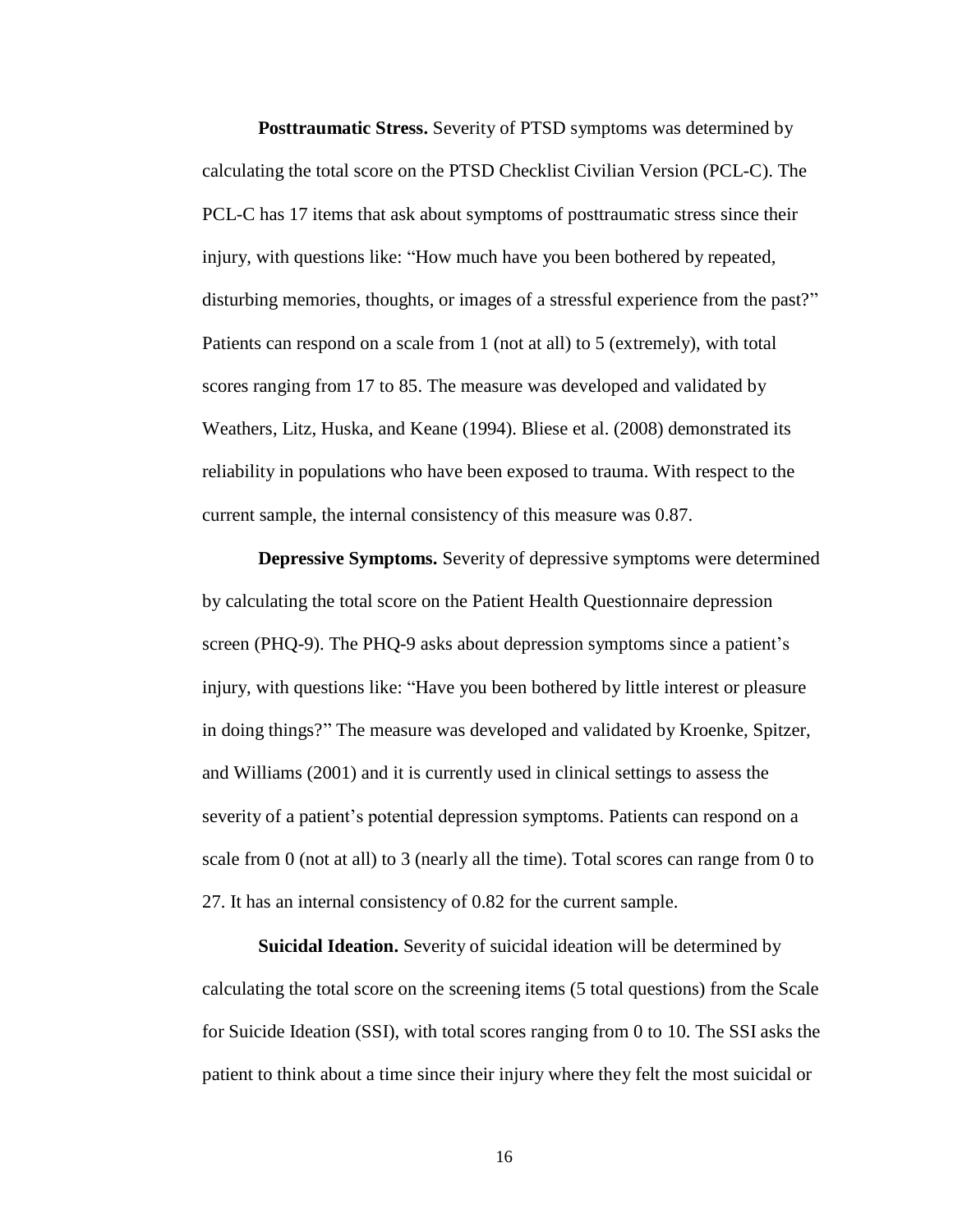**Posttraumatic Stress.** Severity of PTSD symptoms was determined by calculating the total score on the PTSD Checklist Civilian Version (PCL-C). The PCL-C has 17 items that ask about symptoms of posttraumatic stress since their injury, with questions like: "How much have you been bothered by repeated, disturbing memories, thoughts, or images of a stressful experience from the past?" Patients can respond on a scale from 1 (not at all) to 5 (extremely), with total scores ranging from 17 to 85. The measure was developed and validated by Weathers, Litz, Huska, and Keane (1994). Bliese et al. (2008) demonstrated its reliability in populations who have been exposed to trauma. With respect to the current sample, the internal consistency of this measure was 0.87.

**Depressive Symptoms.** Severity of depressive symptoms were determined by calculating the total score on the Patient Health Questionnaire depression screen (PHQ-9). The PHQ-9 asks about depression symptoms since a patient's injury, with questions like: "Have you been bothered by little interest or pleasure in doing things?" The measure was developed and validated by Kroenke, Spitzer, and Williams (2001) and it is currently used in clinical settings to assess the severity of a patient's potential depression symptoms. Patients can respond on a scale from 0 (not at all) to 3 (nearly all the time). Total scores can range from 0 to 27. It has an internal consistency of 0.82 for the current sample.

**Suicidal Ideation.** Severity of suicidal ideation will be determined by calculating the total score on the screening items (5 total questions) from the Scale for Suicide Ideation (SSI), with total scores ranging from 0 to 10. The SSI asks the patient to think about a time since their injury where they felt the most suicidal or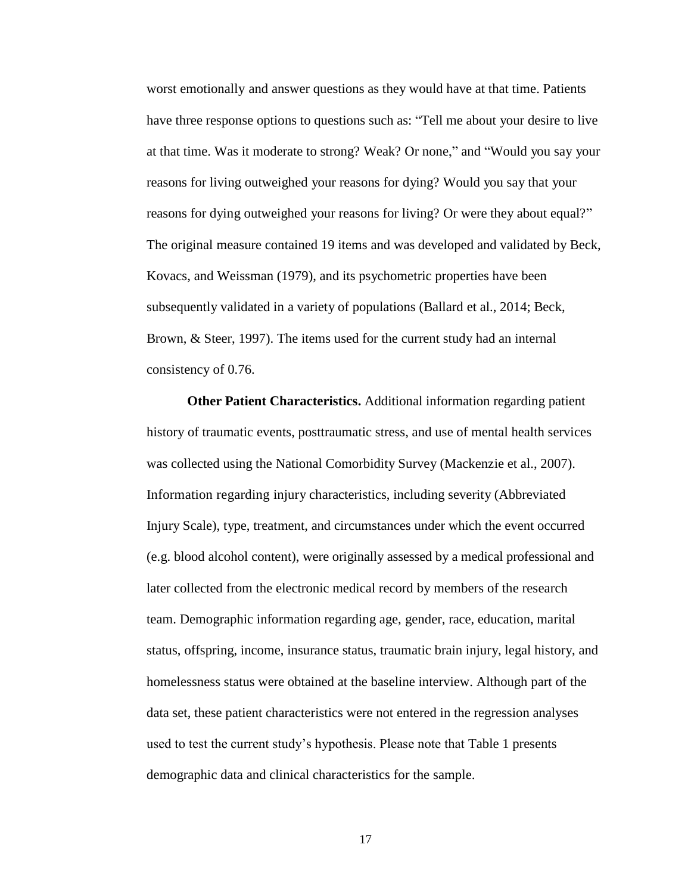worst emotionally and answer questions as they would have at that time. Patients have three response options to questions such as: "Tell me about your desire to live at that time. Was it moderate to strong? Weak? Or none," and "Would you say your reasons for living outweighed your reasons for dying? Would you say that your reasons for dying outweighed your reasons for living? Or were they about equal?" The original measure contained 19 items and was developed and validated by Beck, Kovacs, and Weissman (1979), and its psychometric properties have been subsequently validated in a variety of populations (Ballard et al., 2014; Beck, Brown, & Steer, 1997). The items used for the current study had an internal consistency of 0.76.

**Other Patient Characteristics.** Additional information regarding patient history of traumatic events, posttraumatic stress, and use of mental health services was collected using the National Comorbidity Survey (Mackenzie et al., 2007). Information regarding injury characteristics, including severity (Abbreviated Injury Scale), type, treatment, and circumstances under which the event occurred (e.g. blood alcohol content), were originally assessed by a medical professional and later collected from the electronic medical record by members of the research team. Demographic information regarding age, gender, race, education, marital status, offspring, income, insurance status, traumatic brain injury, legal history, and homelessness status were obtained at the baseline interview. Although part of the data set, these patient characteristics were not entered in the regression analyses used to test the current study's hypothesis. Please note that Table 1 presents demographic data and clinical characteristics for the sample.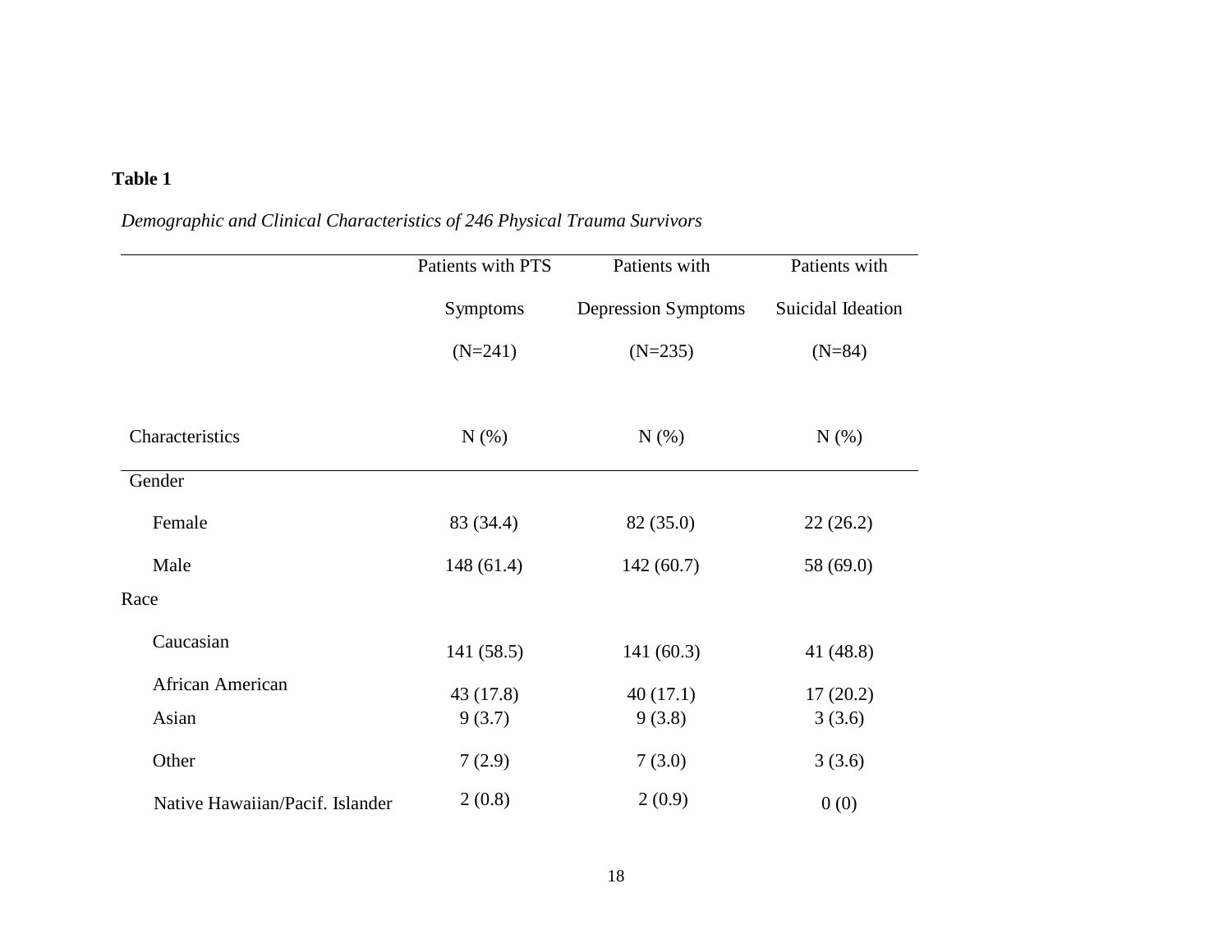**Table 1**

*Demographic and Clinical Characteristics of 246 Physical Trauma Survivors*

| Characteristics | Patients with PTS Symptoms (N=241) N (%) | Patients with Depression Symptoms (N=235) N (%) | Patients with Suicidal Ideation (N=84) N (%) |
|---|---|---|---|
| Gender | | | |
| Female | 83 (34.4) | 82 (35.0) | 22 (26.2) |
| Male | 148 (61.4) | 142 (60.7) | 58 (69.0) |
| Race | | | |
| Caucasian | 141 (58.5) | 141 (60.3) | 41 (48.8) |
| African American | 43 (17.8) | 40 (17.1) | 17 (20.2) |
| Asian | 9 (3.7) | 9 (3.8) | 3 (3.6) |
| Other | 7 (2.9) | 7 (3.0) | 3 (3.6) |
| Native Hawaiian/Pacif. Islander | 2 (0.8) | 2 (0.9) | 0 (0) |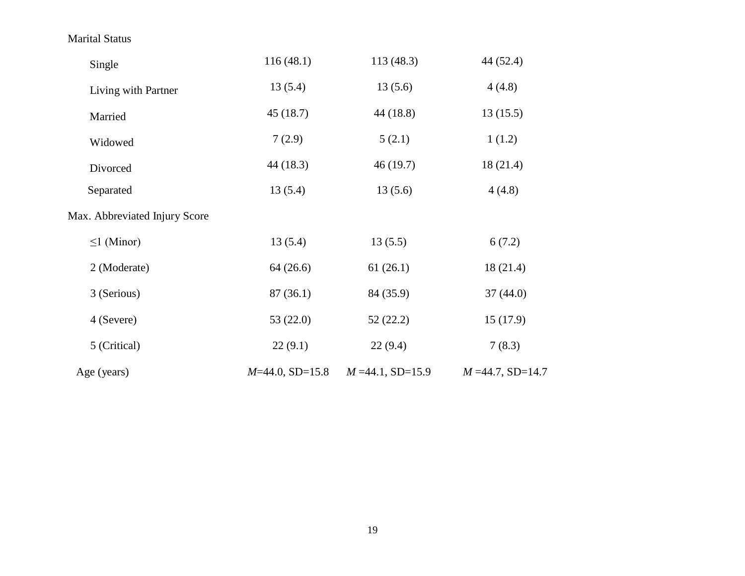| | | | |
|---|---|---|---|
| Marital Status | | | |
| Single | 116 (48.1) | 113 (48.3) | 44 (52.4) |
| Living with Partner | 13 (5.4) | 13 (5.6) | 4 (4.8) |
| Married | 45 (18.7) | 44 (18.8) | 13 (15.5) |
| Widowed | 7 (2.9) | 5 (2.1) | 1 (1.2) |
| Divorced | 44 (18.3) | 46 (19.7) | 18 (21.4) |
| Separated | 13 (5.4) | 13 (5.6) | 4 (4.8) |
| Max. Abbreviated Injury Score | | | |
| ≤1 (Minor) | 13 (5.4) | 13 (5.5) | 6 (7.2) |
| 2 (Moderate) | 64 (26.6) | 61 (26.1) | 18 (21.4) |
| 3 (Serious) | 87 (36.1) | 84 (35.9) | 37 (44.0) |
| 4 (Severe) | 53 (22.0) | 52 (22.2) | 15 (17.9) |
| 5 (Critical) | 22 (9.1) | 22 (9.4) | 7 (8.3) |
| Age (years) | *M*=44.0, SD=15.8 | *M* =44.1, SD=15.9 | *M* =44.7, SD=14.7 |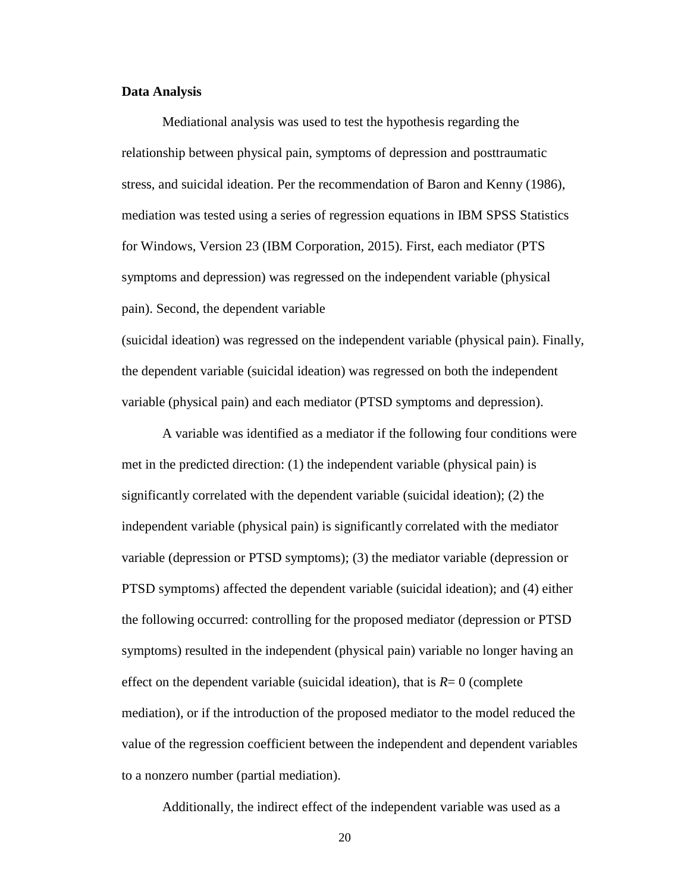**Data Analysis**

Mediational analysis was used to test the hypothesis regarding the relationship between physical pain, symptoms of depression and posttraumatic stress, and suicidal ideation. Per the recommendation of Baron and Kenny (1986), mediation was tested using a series of regression equations in IBM SPSS Statistics for Windows, Version 23 (IBM Corporation, 2015). First, each mediator (PTS symptoms and depression) was regressed on the independent variable (physical pain). Second, the dependent variable (suicidal ideation) was regressed on the independent variable (physical pain). Finally, the dependent variable (suicidal ideation) was regressed on both the independent variable (physical pain) and each mediator (PTSD symptoms and depression).

A variable was identified as a mediator if the following four conditions were met in the predicted direction: (1) the independent variable (physical pain) is significantly correlated with the dependent variable (suicidal ideation); (2) the independent variable (physical pain) is significantly correlated with the mediator variable (depression or PTSD symptoms); (3) the mediator variable (depression or PTSD symptoms) affected the dependent variable (suicidal ideation); and (4) either the following occurred: controlling for the proposed mediator (depression or PTSD symptoms) resulted in the independent (physical pain) variable no longer having an effect on the dependent variable (suicidal ideation), that is $R= 0$ (complete mediation), or if the introduction of the proposed mediator to the model reduced the value of the regression coefficient between the independent and dependent variables to a nonzero number (partial mediation).

Additionally, the indirect effect of the independent variable was used as a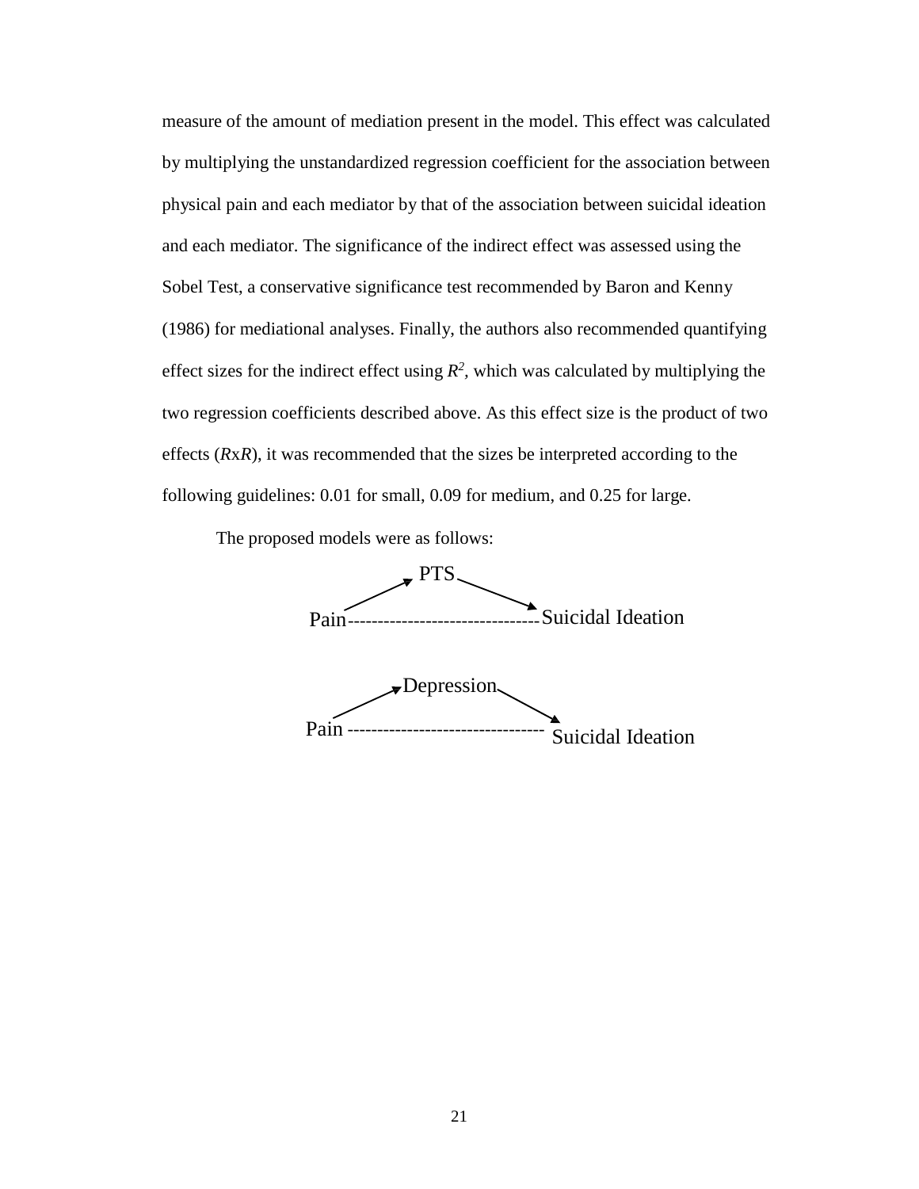measure of the amount of mediation present in the model. This effect was calculated by multiplying the unstandardized regression coefficient for the association between physical pain and each mediator by that of the association between suicidal ideation and each mediator. The significance of the indirect effect was assessed using the Sobel Test, a conservative significance test recommended by Baron and Kenny (1986) for mediational analyses. Finally, the authors also recommended quantifying effect sizes for the indirect effect using $R^2$, which was calculated by multiplying the two regression coefficients described above. As this effect size is the product of two effects ($R$x$R$), it was recommended that the sizes be interpreted according to the following guidelines: 0.01 for small, 0.09 for medium, and 0.25 for large.

The proposed models were as follows:

PTS

Pain -------------------------------- Suicidal Ideation

Depression

Pain -------------------------------- Suicidal Ideation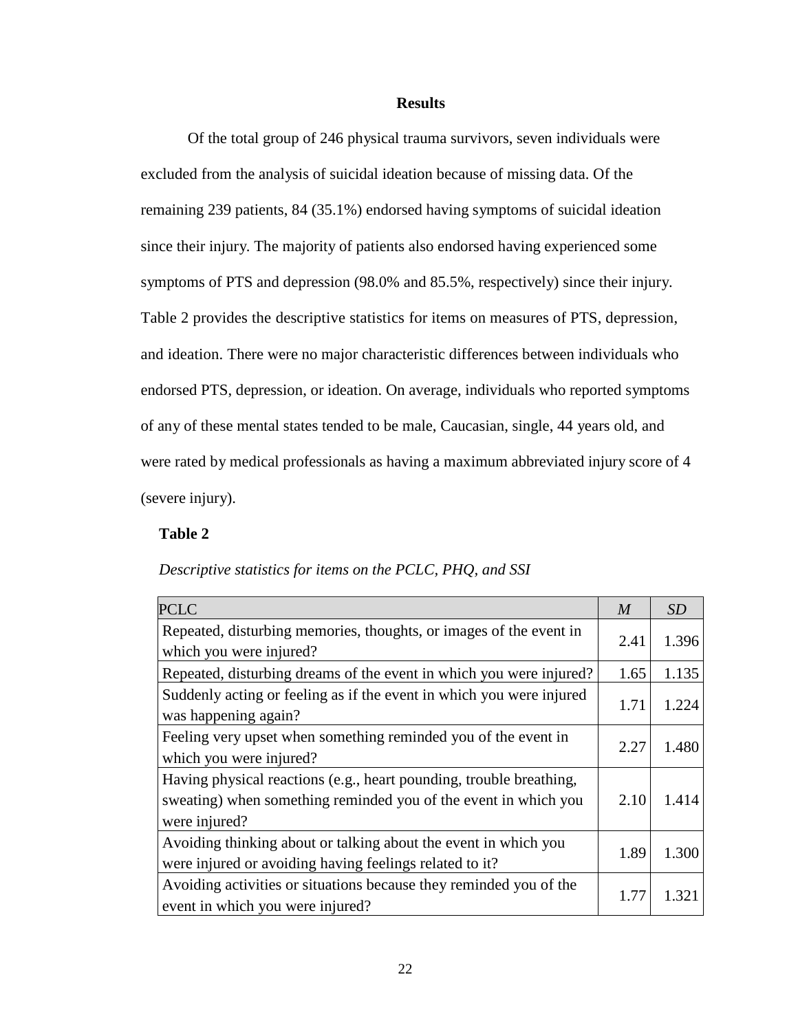## Results

Of the total group of 246 physical trauma survivors, seven individuals were excluded from the analysis of suicidal ideation because of missing data. Of the remaining 239 patients, 84 (35.1%) endorsed having symptoms of suicidal ideation since their injury. The majority of patients also endorsed having experienced some symptoms of PTS and depression (98.0% and 85.5%, respectively) since their injury. Table 2 provides the descriptive statistics for items on measures of PTS, depression, and ideation. There were no major characteristic differences between individuals who endorsed PTS, depression, or ideation. On average, individuals who reported symptoms of any of these mental states tended to be male, Caucasian, single, 44 years old, and were rated by medical professionals as having a maximum abbreviated injury score of 4 (severe injury).

**Table 2**

*Descriptive statistics for items on the PCLC, PHQ, and SSI*

| PCLC | *M* | *SD* |
|---|---|---|
| Repeated, disturbing memories, thoughts, or images of the event in which you were injured? | 2.41 | 1.396 |
| Repeated, disturbing dreams of the event in which you were injured? | 1.65 | 1.135 |
| Suddenly acting or feeling as if the event in which you were injured was happening again? | 1.71 | 1.224 |
| Feeling very upset when something reminded you of the event in which you were injured? | 2.27 | 1.480 |
| Having physical reactions (e.g., heart pounding, trouble breathing, sweating) when something reminded you of the event in which you were injured? | 2.10 | 1.414 |
| Avoiding thinking about or talking about the event in which you were injured or avoiding having feelings related to it? | 1.89 | 1.300 |
| Avoiding activities or situations because they reminded you of the event in which you were injured? | 1.77 | 1.321 |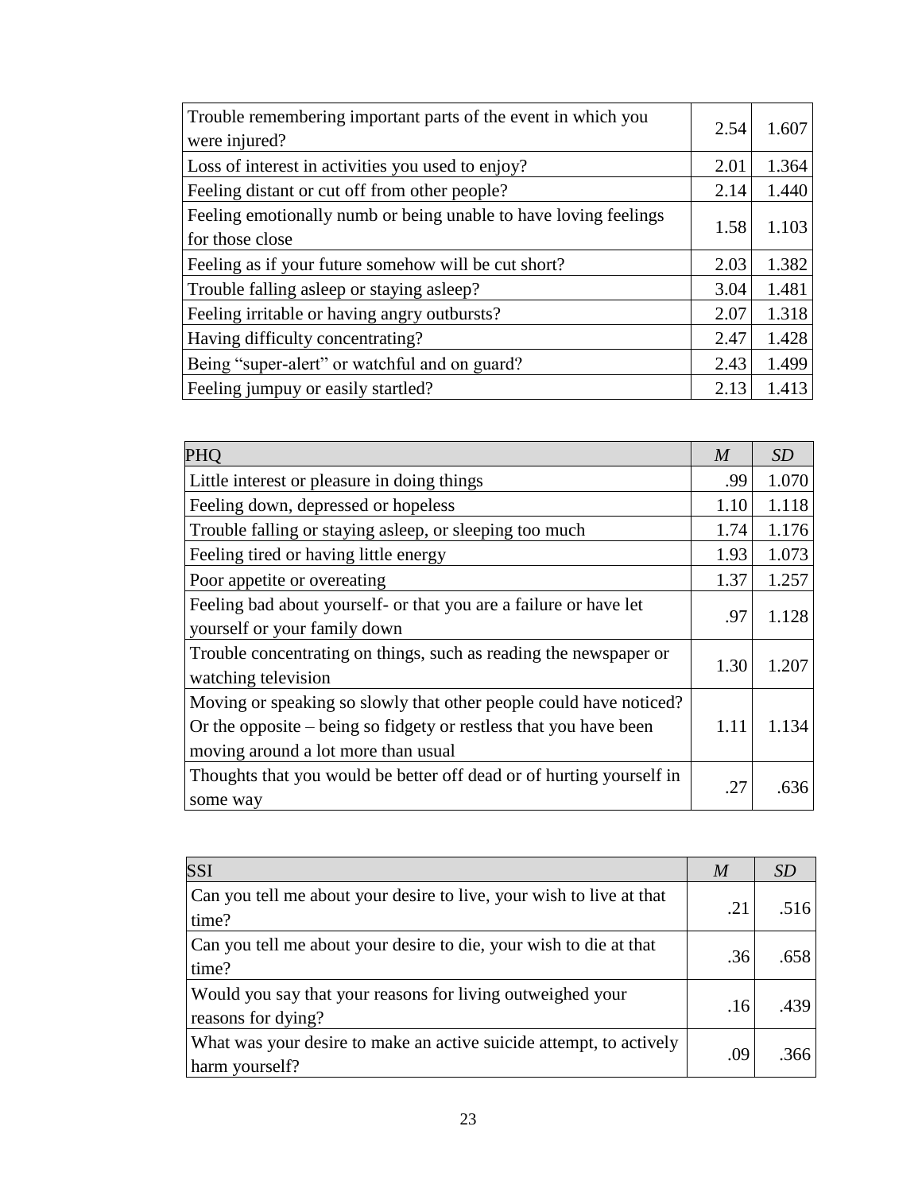| | | |
|---|---|---|
| Trouble remembering important parts of the event in which you were injured? | 2.54 | 1.607 |
| Loss of interest in activities you used to enjoy? | 2.01 | 1.364 |
| Feeling distant or cut off from other people? | 2.14 | 1.440 |
| Feeling emotionally numb or being unable to have loving feelings for those close | 1.58 | 1.103 |
| Feeling as if your future somehow will be cut short? | 2.03 | 1.382 |
| Trouble falling asleep or staying asleep? | 3.04 | 1.481 |
| Feeling irritable or having angry outbursts? | 2.07 | 1.318 |
| Having difficulty concentrating? | 2.47 | 1.428 |
| Being “super-alert” or watchful and on guard? | 2.43 | 1.499 |
| Feeling jumpuy or easily startled? | 2.13 | 1.413 |

| PHQ | *M* | *SD* |
|---|---|---|
| Little interest or pleasure in doing things | .99 | 1.070 |
| Feeling down, depressed or hopeless | 1.10 | 1.118 |
| Trouble falling or staying asleep, or sleeping too much | 1.74 | 1.176 |
| Feeling tired or having little energy | 1.93 | 1.073 |
| Poor appetite or overeating | 1.37 | 1.257 |
| Feeling bad about yourself- or that you are a failure or have let yourself or your family down | .97 | 1.128 |
| Trouble concentrating on things, such as reading the newspaper or watching television | 1.30 | 1.207 |
| Moving or speaking so slowly that other people could have noticed? Or the opposite – being so fidgety or restless that you have been moving around a lot more than usual | 1.11 | 1.134 |
| Thoughts that you would be better off dead or of hurting yourself in some way | .27 | .636 |

| SSI | *M* | *SD* |
|---|---|---|
| Can you tell me about your desire to live, your wish to live at that time? | .21 | .516 |
| Can you tell me about your desire to die, your wish to die at that time? | .36 | .658 |
| Would you say that your reasons for living outweighed your reasons for dying? | .16 | .439 |
| What was your desire to make an active suicide attempt, to actively harm yourself? | .09 | .366 |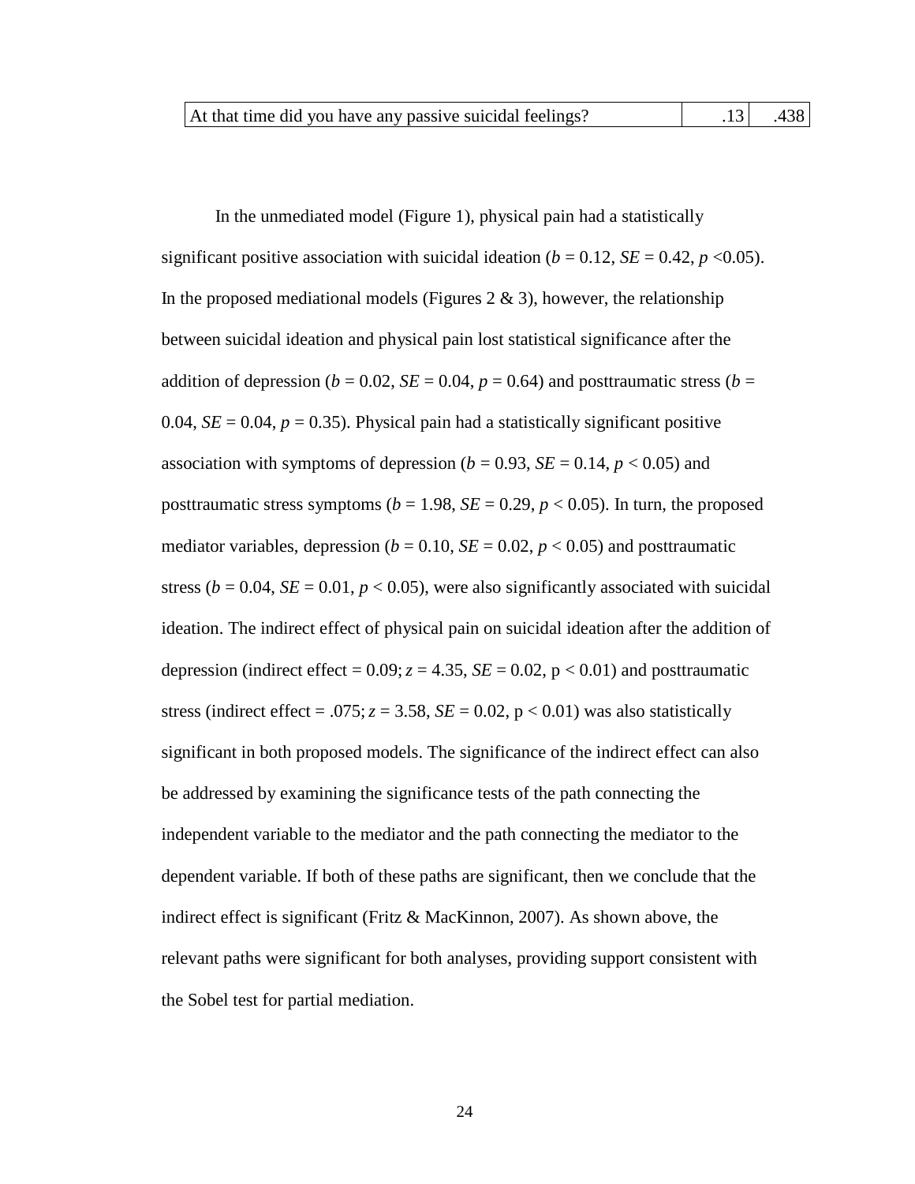| At that time did you have any passive suicidal feelings? | .13 | .438 |
|---|---|---|

In the unmediated model (Figure 1), physical pain had a statistically significant positive association with suicidal ideation ($b = 0.12$, $SE = 0.42$, $p < 0.05$). In the proposed mediational models (Figures 2 & 3), however, the relationship between suicidal ideation and physical pain lost statistical significance after the addition of depression ($b = 0.02$, $SE = 0.04$, $p = 0.64$) and posttraumatic stress ($b = 0.04$, $SE = 0.04$, $p = 0.35$). Physical pain had a statistically significant positive association with symptoms of depression ($b = 0.93$, $SE = 0.14$, $p < 0.05$) and posttraumatic stress symptoms ($b = 1.98$, $SE = 0.29$, $p < 0.05$). In turn, the proposed mediator variables, depression ($b = 0.10$, $SE = 0.02$, $p < 0.05$) and posttraumatic stress ($b = 0.04$, $SE = 0.01$, $p < 0.05$), were also significantly associated with suicidal ideation. The indirect effect of physical pain on suicidal ideation after the addition of depression (indirect effect = 0.09; $z = 4.35$, $SE = 0.02$, $p < 0.01$) and posttraumatic stress (indirect effect = .075; $z = 3.58$, $SE = 0.02$, $p < 0.01$) was also statistically significant in both proposed models. The significance of the indirect effect can also be addressed by examining the significance tests of the path connecting the independent variable to the mediator and the path connecting the mediator to the dependent variable. If both of these paths are significant, then we conclude that the indirect effect is significant (Fritz & MacKinnon, 2007). As shown above, the relevant paths were significant for both analyses, providing support consistent with the Sobel test for partial mediation.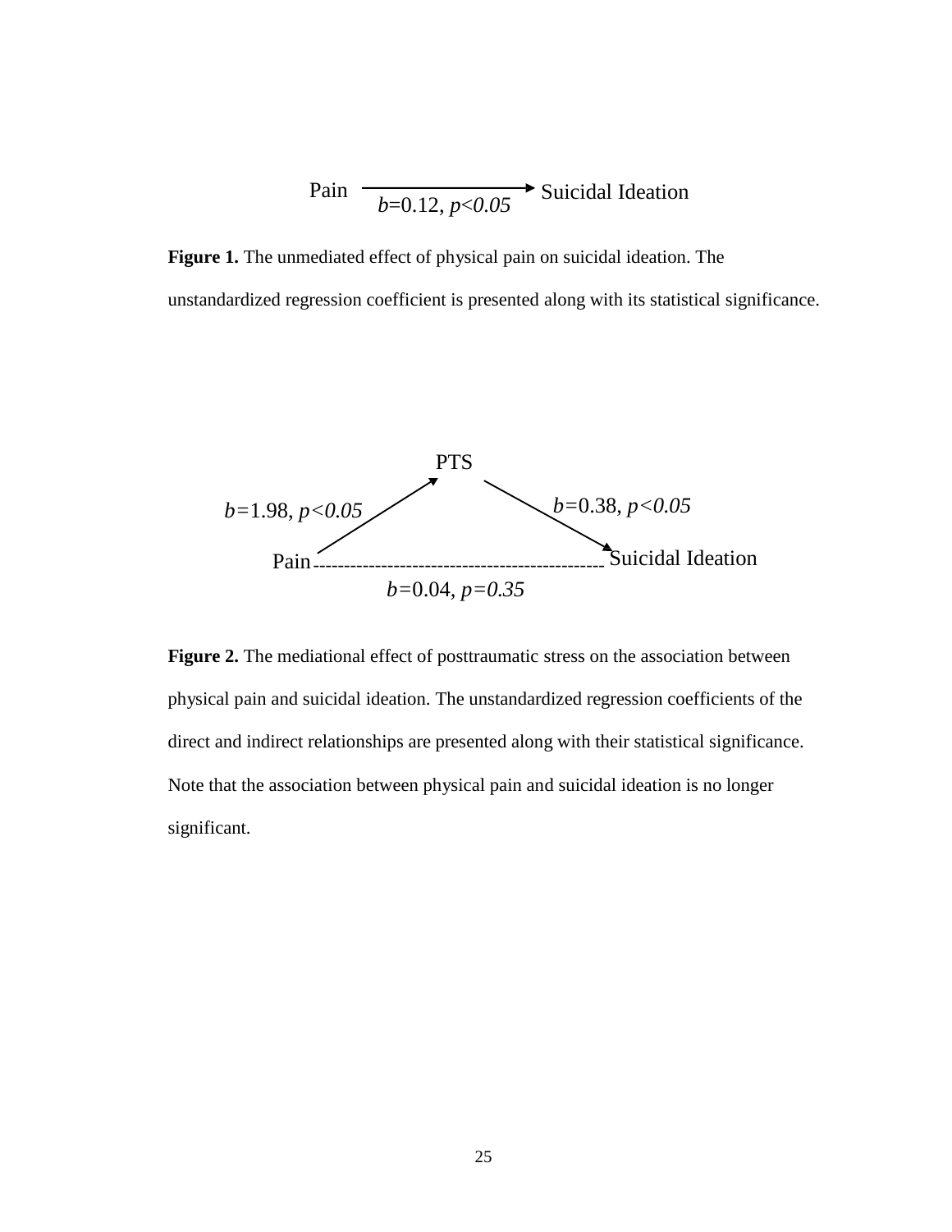Pain → Suicidal Ideation

$b$=0.12, $p<0.05$

**Figure 1.** The unmediated effect of physical pain on suicidal ideation. The unstandardized regression coefficient is presented along with its statistical significance.

PTS

$b$=1.98, $p<0.05$ (Pain → PTS)

$b$=0.38, $p<0.05$ (PTS → Suicidal Ideation)

Pain - - - - - - - - Suicidal Ideation

$b$=0.04, $p=0.35$

**Figure 2.** The mediational effect of posttraumatic stress on the association between physical pain and suicidal ideation. The unstandardized regression coefficients of the direct and indirect relationships are presented along with their statistical significance. Note that the association between physical pain and suicidal ideation is no longer significant.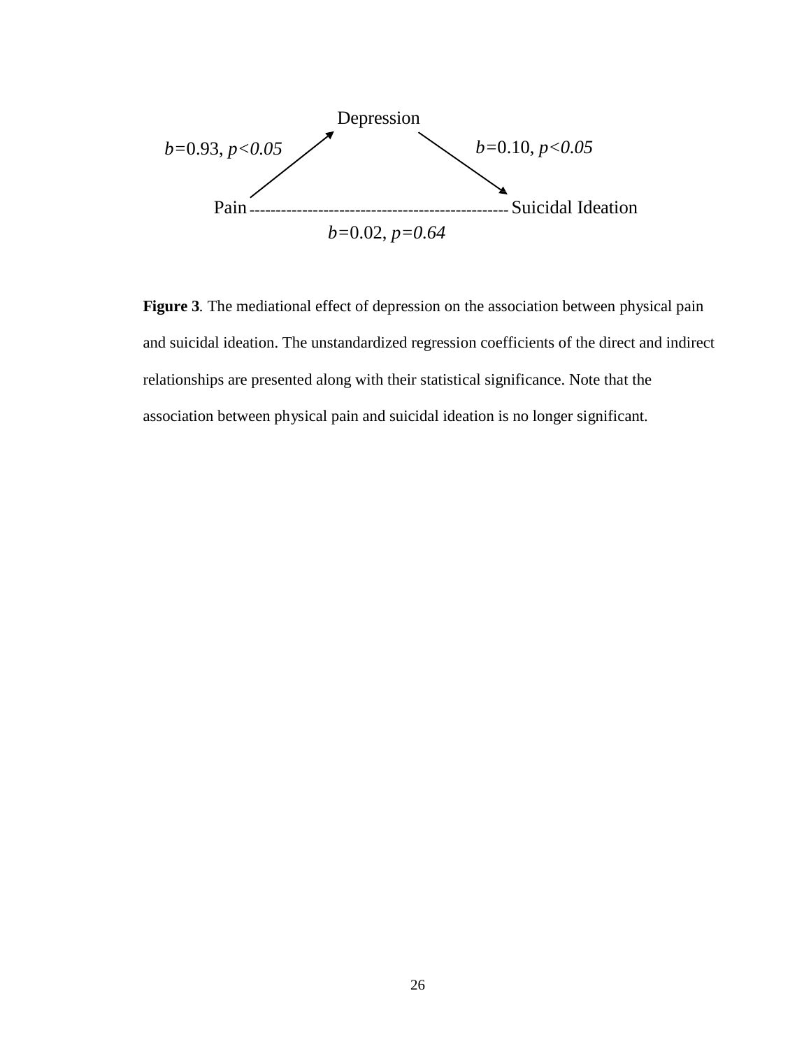Depression

$b$=0.93, $p<0.05$

$b$=0.10, $p<0.05$

Pain ------------------------------------------------ Suicidal Ideation

$b$=0.02, $p=0.64$

**Figure 3**. The mediational effect of depression on the association between physical pain and suicidal ideation. The unstandardized regression coefficients of the direct and indirect relationships are presented along with their statistical significance. Note that the association between physical pain and suicidal ideation is no longer significant.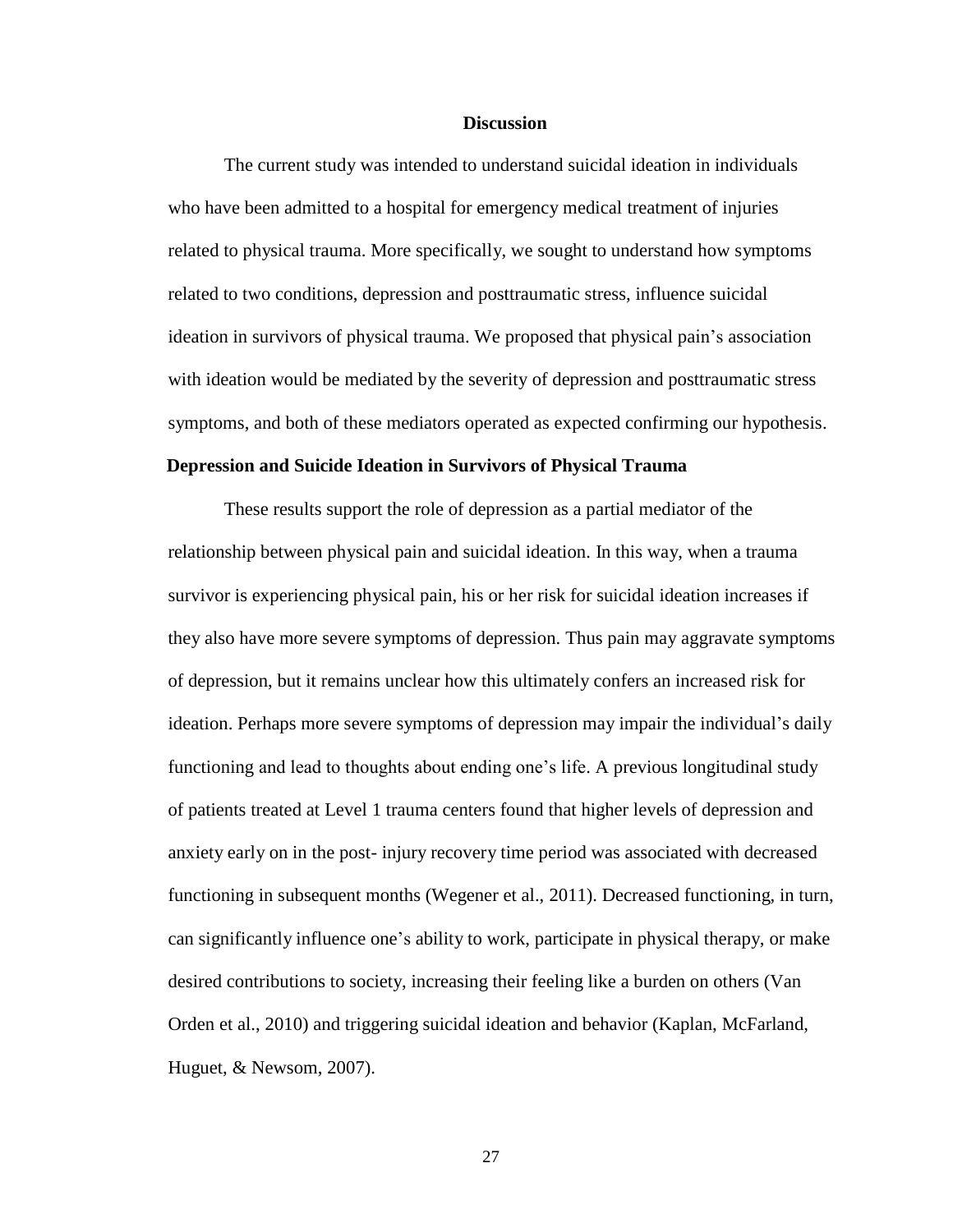## Discussion

The current study was intended to understand suicidal ideation in individuals who have been admitted to a hospital for emergency medical treatment of injuries related to physical trauma. More specifically, we sought to understand how symptoms related to two conditions, depression and posttraumatic stress, influence suicidal ideation in survivors of physical trauma. We proposed that physical pain's association with ideation would be mediated by the severity of depression and posttraumatic stress symptoms, and both of these mediators operated as expected confirming our hypothesis.

### Depression and Suicide Ideation in Survivors of Physical Trauma

These results support the role of depression as a partial mediator of the relationship between physical pain and suicidal ideation. In this way, when a trauma survivor is experiencing physical pain, his or her risk for suicidal ideation increases if they also have more severe symptoms of depression. Thus pain may aggravate symptoms of depression, but it remains unclear how this ultimately confers an increased risk for ideation. Perhaps more severe symptoms of depression may impair the individual's daily functioning and lead to thoughts about ending one's life. A previous longitudinal study of patients treated at Level 1 trauma centers found that higher levels of depression and anxiety early on in the post- injury recovery time period was associated with decreased functioning in subsequent months (Wegener et al., 2011). Decreased functioning, in turn, can significantly influence one's ability to work, participate in physical therapy, or make desired contributions to society, increasing their feeling like a burden on others (Van Orden et al., 2010) and triggering suicidal ideation and behavior (Kaplan, McFarland, Huguet, & Newsom, 2007).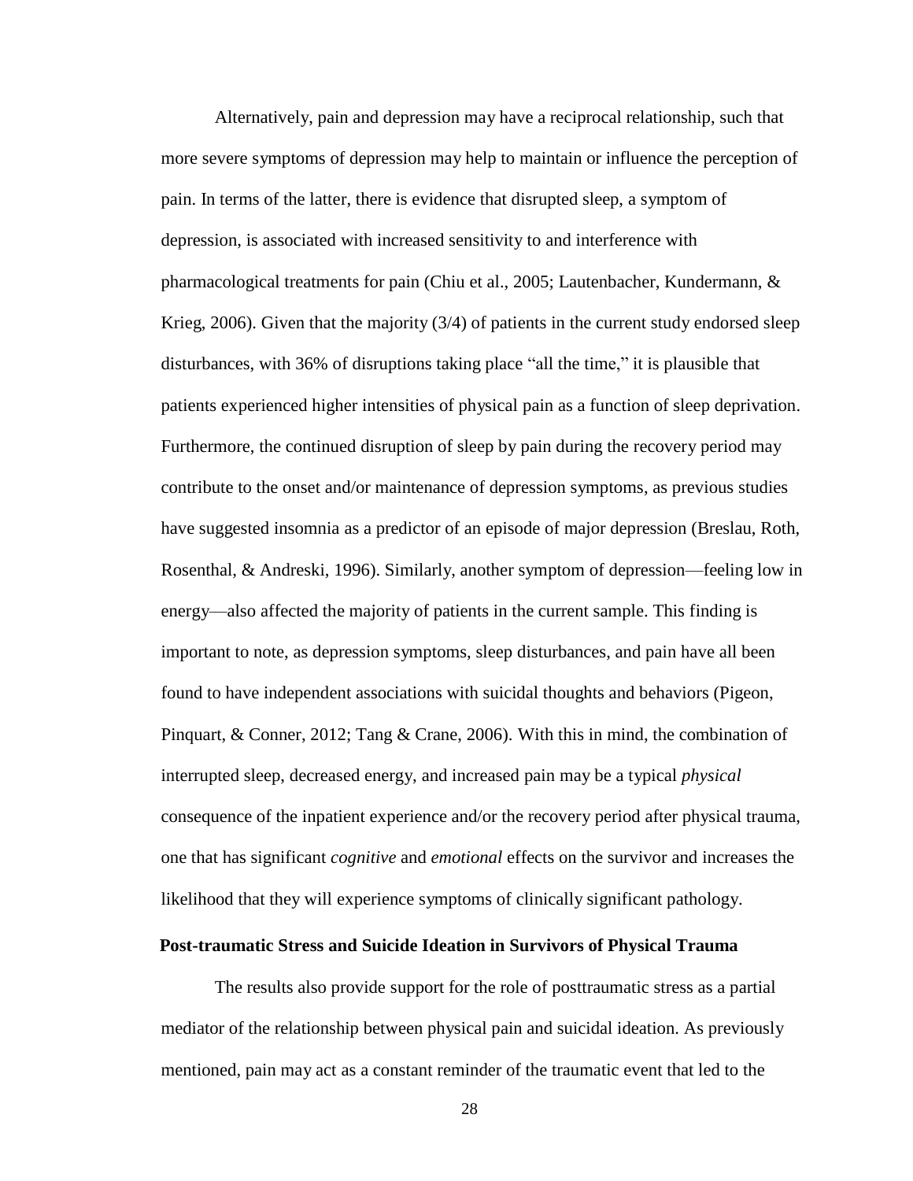Alternatively, pain and depression may have a reciprocal relationship, such that more severe symptoms of depression may help to maintain or influence the perception of pain. In terms of the latter, there is evidence that disrupted sleep, a symptom of depression, is associated with increased sensitivity to and interference with pharmacological treatments for pain (Chiu et al., 2005; Lautenbacher, Kundermann, & Krieg, 2006). Given that the majority (3/4) of patients in the current study endorsed sleep disturbances, with 36% of disruptions taking place "all the time," it is plausible that patients experienced higher intensities of physical pain as a function of sleep deprivation. Furthermore, the continued disruption of sleep by pain during the recovery period may contribute to the onset and/or maintenance of depression symptoms, as previous studies have suggested insomnia as a predictor of an episode of major depression (Breslau, Roth, Rosenthal, & Andreski, 1996). Similarly, another symptom of depression—feeling low in energy—also affected the majority of patients in the current sample. This finding is important to note, as depression symptoms, sleep disturbances, and pain have all been found to have independent associations with suicidal thoughts and behaviors (Pigeon, Pinquart, & Conner, 2012; Tang & Crane, 2006). With this in mind, the combination of interrupted sleep, decreased energy, and increased pain may be a typical *physical* consequence of the inpatient experience and/or the recovery period after physical trauma, one that has significant *cognitive* and *emotional* effects on the survivor and increases the likelihood that they will experience symptoms of clinically significant pathology.

## Post-traumatic Stress and Suicide Ideation in Survivors of Physical Trauma

The results also provide support for the role of posttraumatic stress as a partial mediator of the relationship between physical pain and suicidal ideation. As previously mentioned, pain may act as a constant reminder of the traumatic event that led to the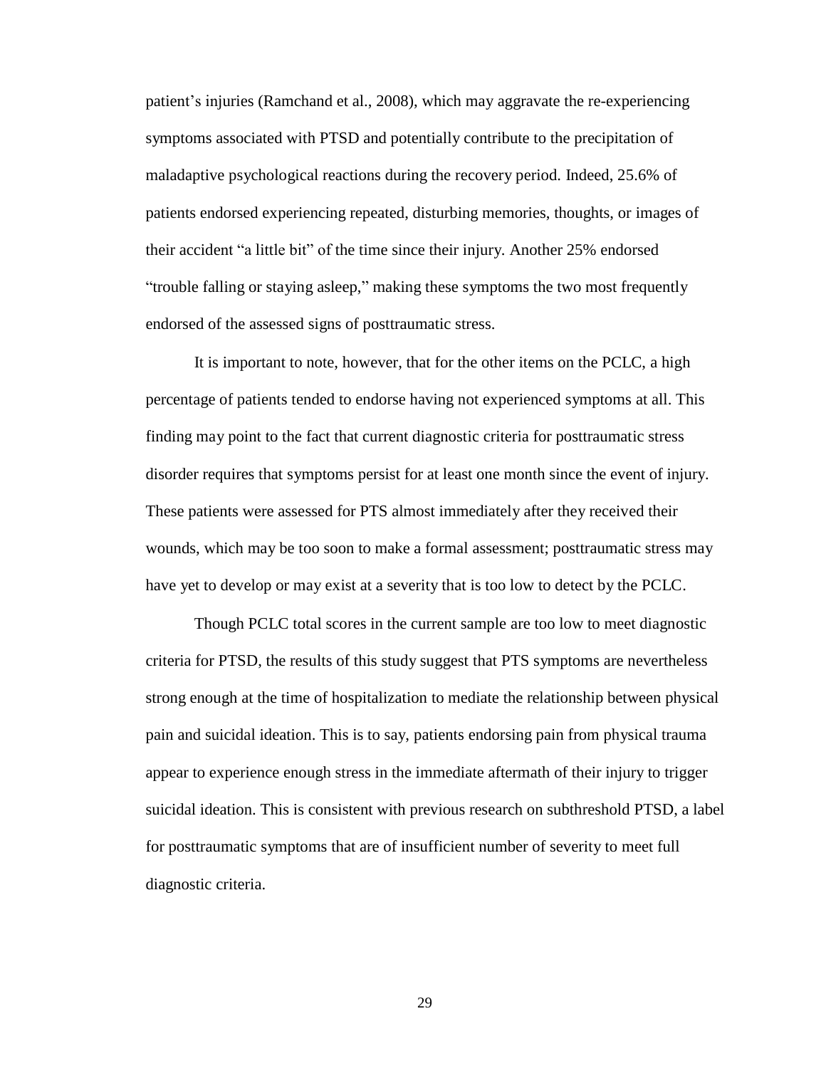patient's injuries (Ramchand et al., 2008), which may aggravate the re-experiencing symptoms associated with PTSD and potentially contribute to the precipitation of maladaptive psychological reactions during the recovery period. Indeed, 25.6% of patients endorsed experiencing repeated, disturbing memories, thoughts, or images of their accident "a little bit" of the time since their injury. Another 25% endorsed "trouble falling or staying asleep," making these symptoms the two most frequently endorsed of the assessed signs of posttraumatic stress.

It is important to note, however, that for the other items on the PCLC, a high percentage of patients tended to endorse having not experienced symptoms at all. This finding may point to the fact that current diagnostic criteria for posttraumatic stress disorder requires that symptoms persist for at least one month since the event of injury. These patients were assessed for PTS almost immediately after they received their wounds, which may be too soon to make a formal assessment; posttraumatic stress may have yet to develop or may exist at a severity that is too low to detect by the PCLC.

Though PCLC total scores in the current sample are too low to meet diagnostic criteria for PTSD, the results of this study suggest that PTS symptoms are nevertheless strong enough at the time of hospitalization to mediate the relationship between physical pain and suicidal ideation. This is to say, patients endorsing pain from physical trauma appear to experience enough stress in the immediate aftermath of their injury to trigger suicidal ideation. This is consistent with previous research on subthreshold PTSD, a label for posttraumatic symptoms that are of insufficient number of severity to meet full diagnostic criteria.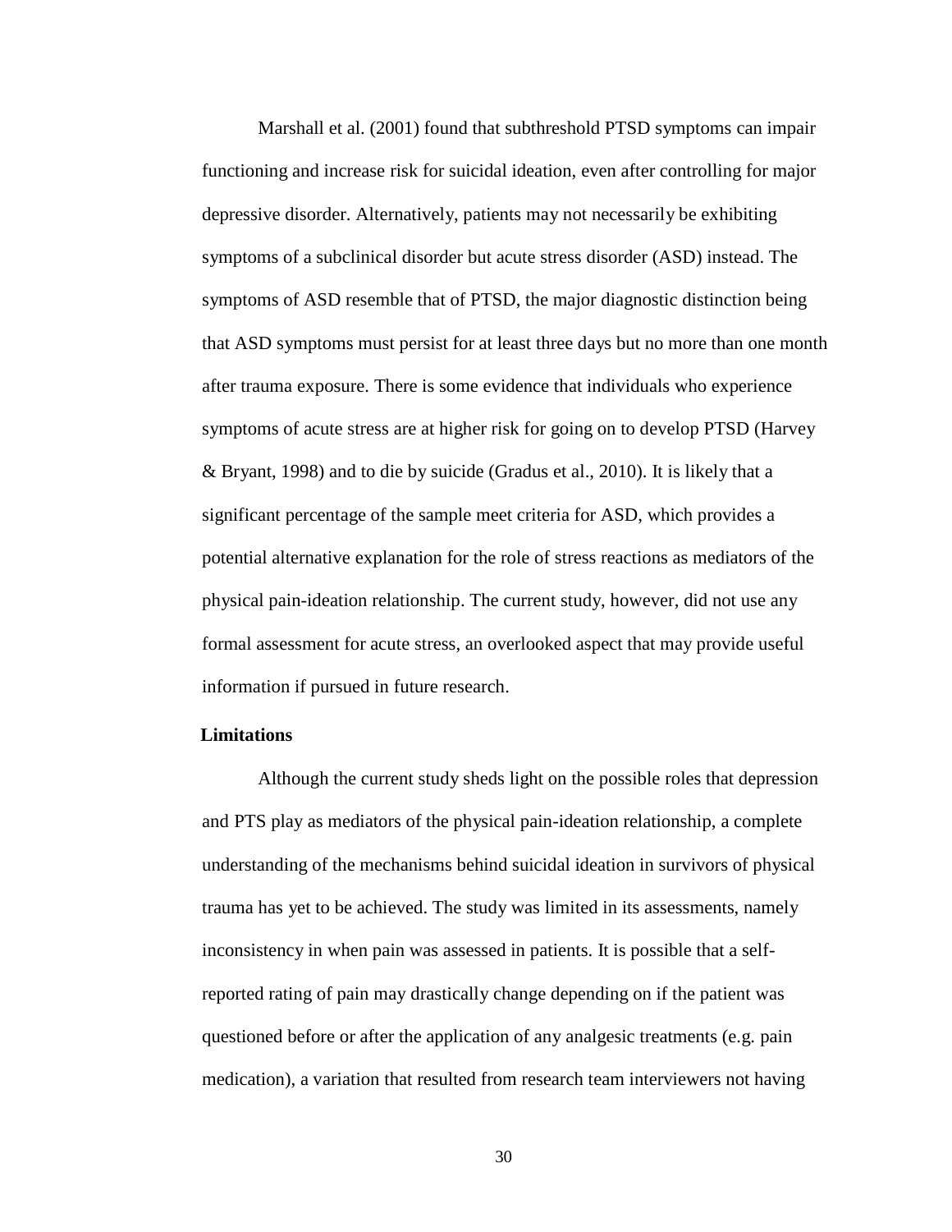Marshall et al. (2001) found that subthreshold PTSD symptoms can impair functioning and increase risk for suicidal ideation, even after controlling for major depressive disorder. Alternatively, patients may not necessarily be exhibiting symptoms of a subclinical disorder but acute stress disorder (ASD) instead. The symptoms of ASD resemble that of PTSD, the major diagnostic distinction being that ASD symptoms must persist for at least three days but no more than one month after trauma exposure. There is some evidence that individuals who experience symptoms of acute stress are at higher risk for going on to develop PTSD (Harvey & Bryant, 1998) and to die by suicide (Gradus et al., 2010). It is likely that a significant percentage of the sample meet criteria for ASD, which provides a potential alternative explanation for the role of stress reactions as mediators of the physical pain-ideation relationship. The current study, however, did not use any formal assessment for acute stress, an overlooked aspect that may provide useful information if pursued in future research.

## Limitations

Although the current study sheds light on the possible roles that depression and PTS play as mediators of the physical pain-ideation relationship, a complete understanding of the mechanisms behind suicidal ideation in survivors of physical trauma has yet to be achieved. The study was limited in its assessments, namely inconsistency in when pain was assessed in patients. It is possible that a self-reported rating of pain may drastically change depending on if the patient was questioned before or after the application of any analgesic treatments (e.g. pain medication), a variation that resulted from research team interviewers not having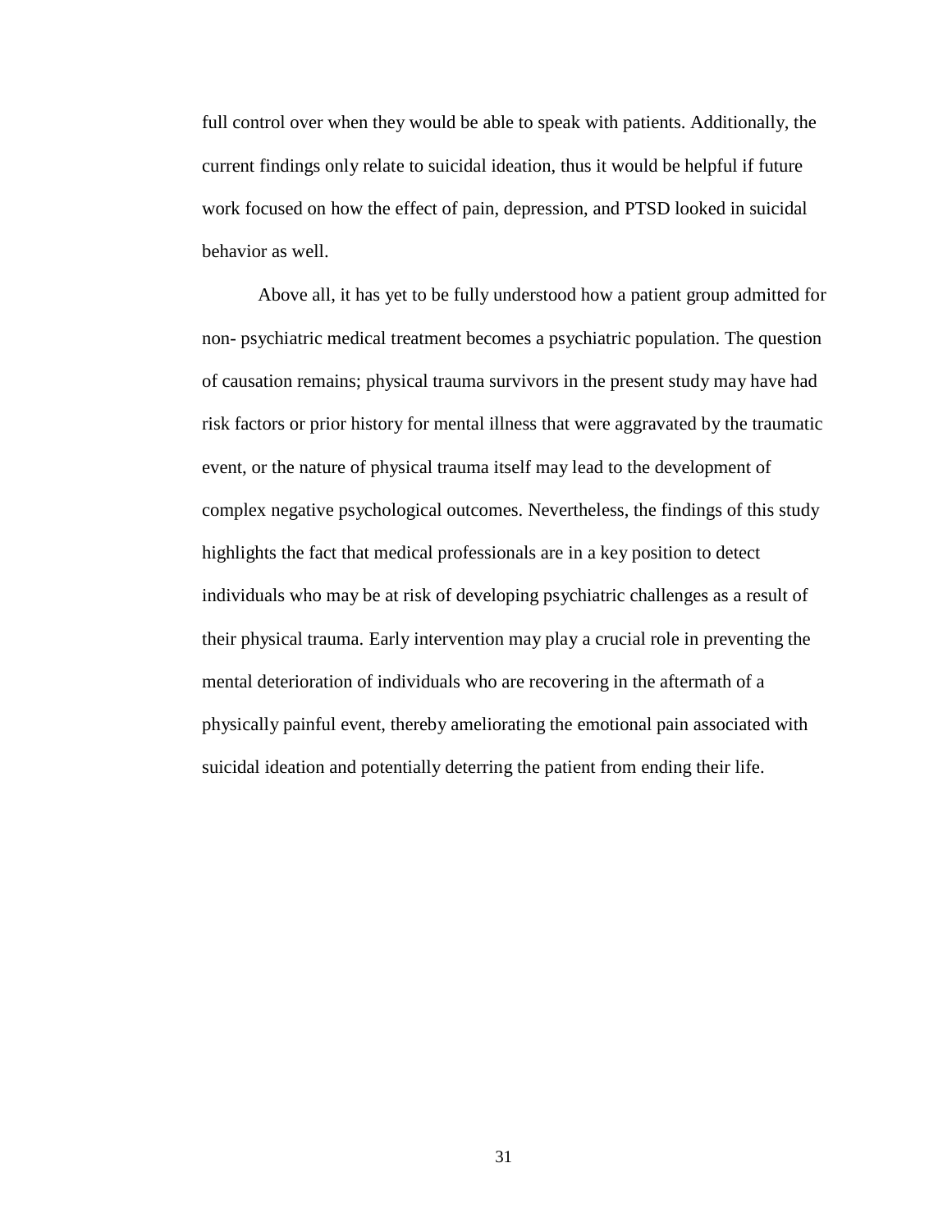full control over when they would be able to speak with patients. Additionally, the current findings only relate to suicidal ideation, thus it would be helpful if future work focused on how the effect of pain, depression, and PTSD looked in suicidal behavior as well.

Above all, it has yet to be fully understood how a patient group admitted for non- psychiatric medical treatment becomes a psychiatric population. The question of causation remains; physical trauma survivors in the present study may have had risk factors or prior history for mental illness that were aggravated by the traumatic event, or the nature of physical trauma itself may lead to the development of complex negative psychological outcomes. Nevertheless, the findings of this study highlights the fact that medical professionals are in a key position to detect individuals who may be at risk of developing psychiatric challenges as a result of their physical trauma. Early intervention may play a crucial role in preventing the mental deterioration of individuals who are recovering in the aftermath of a physically painful event, thereby ameliorating the emotional pain associated with suicidal ideation and potentially deterring the patient from ending their life.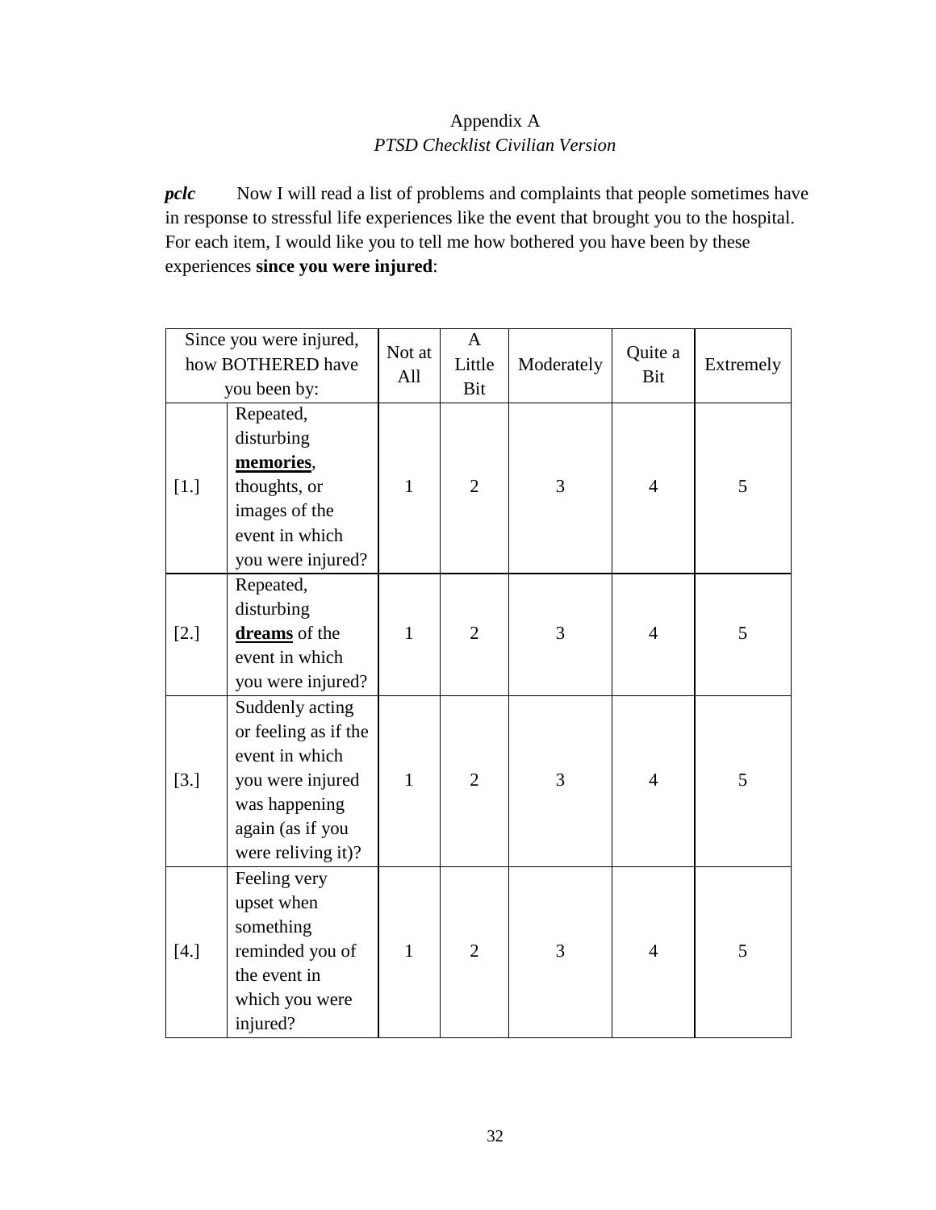Appendix A

*PTSD Checklist Civilian Version*

***pclc*** Now I will read a list of problems and complaints that people sometimes have in response to stressful life experiences like the event that brought you to the hospital. For each item, I would like you to tell me how bothered you have been by these experiences **since you were injured**:

| Since you were injured, how BOTHERED have you been by: | | Not at All | A Little Bit | Moderately | Quite a Bit | Extremely |
|---|---|---|---|---|---|---|
| [1.] | Repeated, disturbing **memories**, thoughts, or images of the event in which you were injured? | 1 | 2 | 3 | 4 | 5 |
| [2.] | Repeated, disturbing **dreams** of the event in which you were injured? | 1 | 2 | 3 | 4 | 5 |
| [3.] | Suddenly acting or feeling as if the event in which you were injured was happening again (as if you were reliving it)? | 1 | 2 | 3 | 4 | 5 |
| [4.] | Feeling very upset when something reminded you of the event in which you were injured? | 1 | 2 | 3 | 4 | 5 |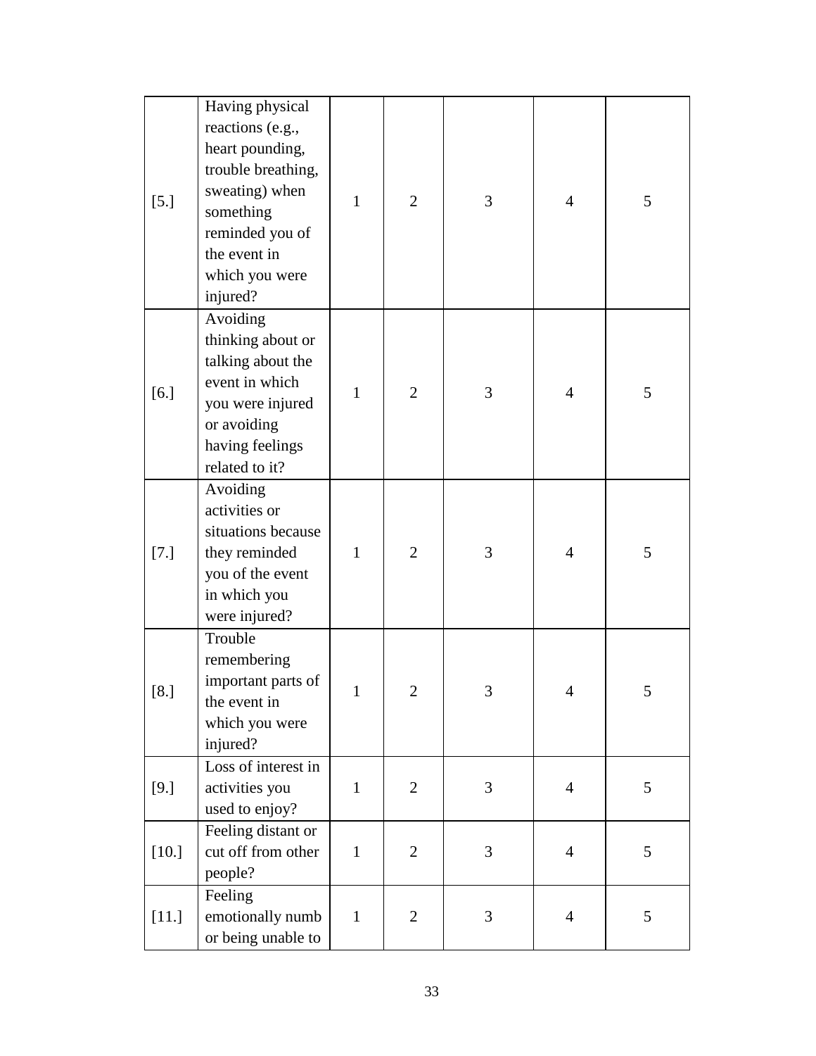| [5.] | Having physical reactions (e.g., heart pounding, trouble breathing, sweating) when something reminded you of the event in which you were injured? | 1 | 2 | 3 | 4 | 5 |
|---|---|---|---|---|---|---|
| [6.] | Avoiding thinking about or talking about the event in which you were injured or avoiding having feelings related to it? | 1 | 2 | 3 | 4 | 5 |
| [7.] | Avoiding activities or situations because they reminded you of the event in which you were injured? | 1 | 2 | 3 | 4 | 5 |
| [8.] | Trouble remembering important parts of the event in which you were injured? | 1 | 2 | 3 | 4 | 5 |
| [9.] | Loss of interest in activities you used to enjoy? | 1 | 2 | 3 | 4 | 5 |
| [10.] | Feeling distant or cut off from other people? | 1 | 2 | 3 | 4 | 5 |
| [11.] | Feeling emotionally numb or being unable to | 1 | 2 | 3 | 4 | 5 |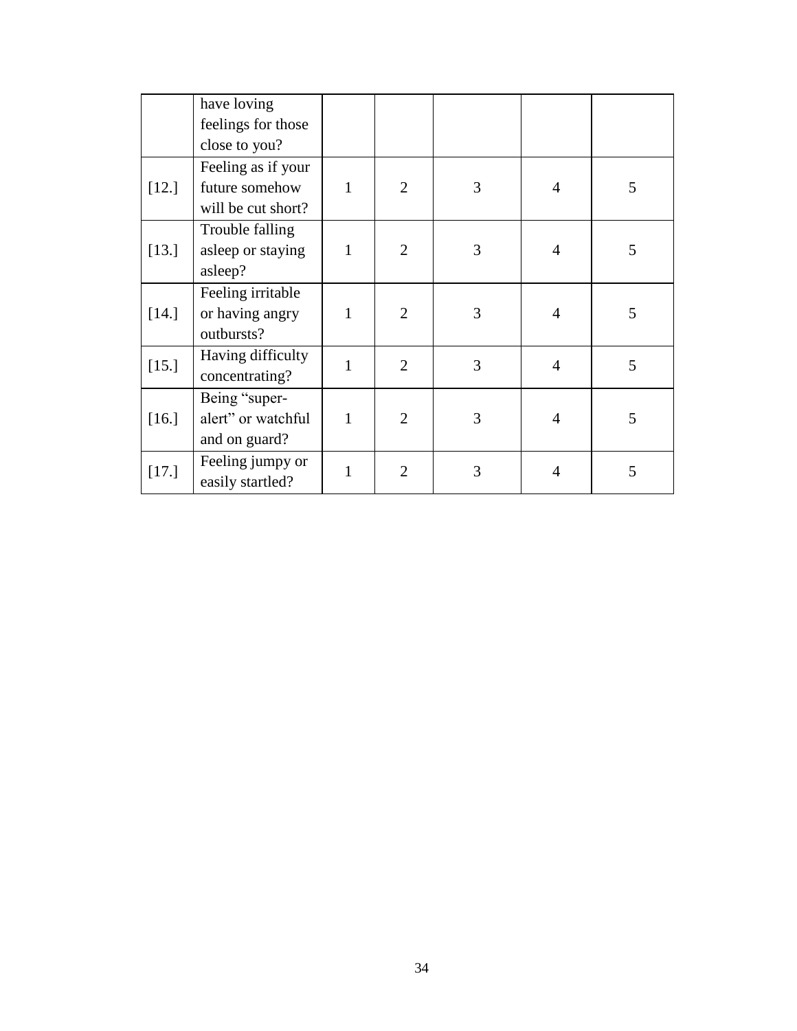| | | | | | | |
|---|---|---|---|---|---|---|
| | have loving feelings for those close to you? | | | | | |
| [12.] | Feeling as if your future somehow will be cut short? | 1 | 2 | 3 | 4 | 5 |
| [13.] | Trouble falling asleep or staying asleep? | 1 | 2 | 3 | 4 | 5 |
| [14.] | Feeling irritable or having angry outbursts? | 1 | 2 | 3 | 4 | 5 |
| [15.] | Having difficulty concentrating? | 1 | 2 | 3 | 4 | 5 |
| [16.] | Being “super-alert” or watchful and on guard? | 1 | 2 | 3 | 4 | 5 |
| [17.] | Feeling jumpy or easily startled? | 1 | 2 | 3 | 4 | 5 |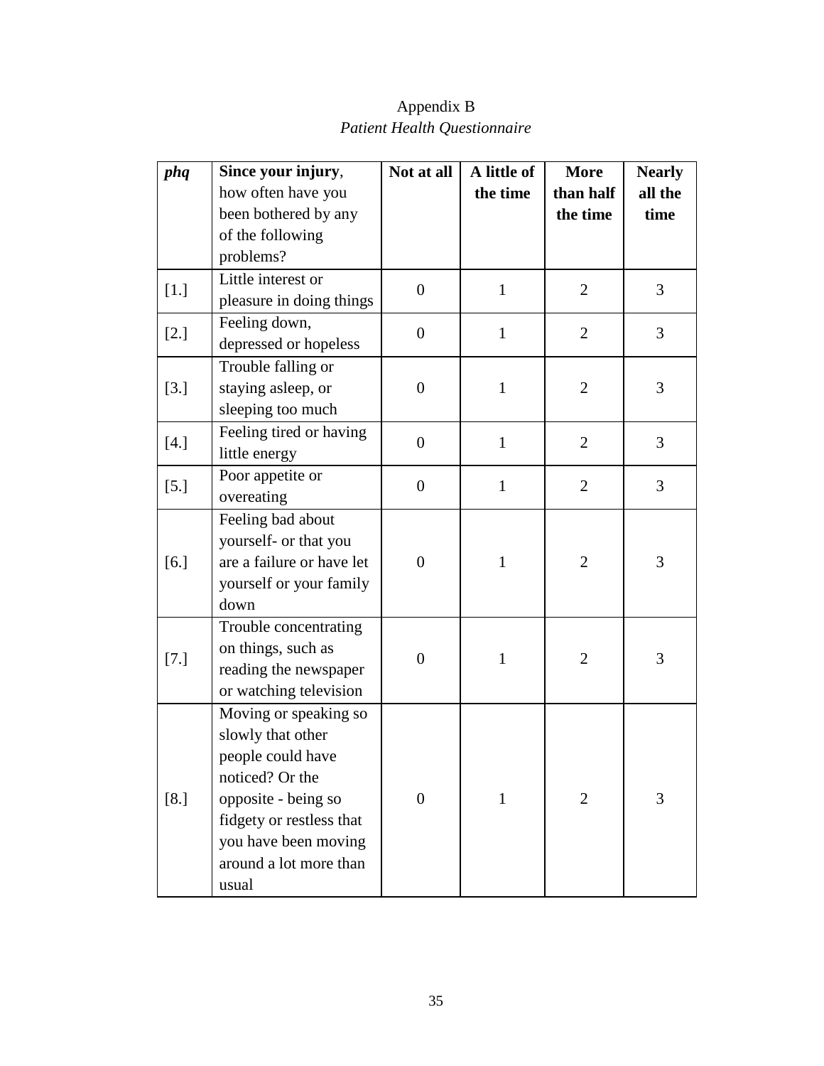Appendix B

*Patient Health Questionnaire*

| ***phq*** | **Since your injury**, how often have you been bothered by any of the following problems? | **Not at all** | **A little of the time** | **More than half the time** | **Nearly all the time** |
|---|---|---|---|---|---|
| [1.] | Little interest or pleasure in doing things | 0 | 1 | 2 | 3 |
| [2.] | Feeling down, depressed or hopeless | 0 | 1 | 2 | 3 |
| [3.] | Trouble falling or staying asleep, or sleeping too much | 0 | 1 | 2 | 3 |
| [4.] | Feeling tired or having little energy | 0 | 1 | 2 | 3 |
| [5.] | Poor appetite or overeating | 0 | 1 | 2 | 3 |
| [6.] | Feeling bad about yourself- or that you are a failure or have let yourself or your family down | 0 | 1 | 2 | 3 |
| [7.] | Trouble concentrating on things, such as reading the newspaper or watching television | 0 | 1 | 2 | 3 |
| [8.] | Moving or speaking so slowly that other people could have noticed? Or the opposite - being so fidgety or restless that you have been moving around a lot more than usual | 0 | 1 | 2 | 3 |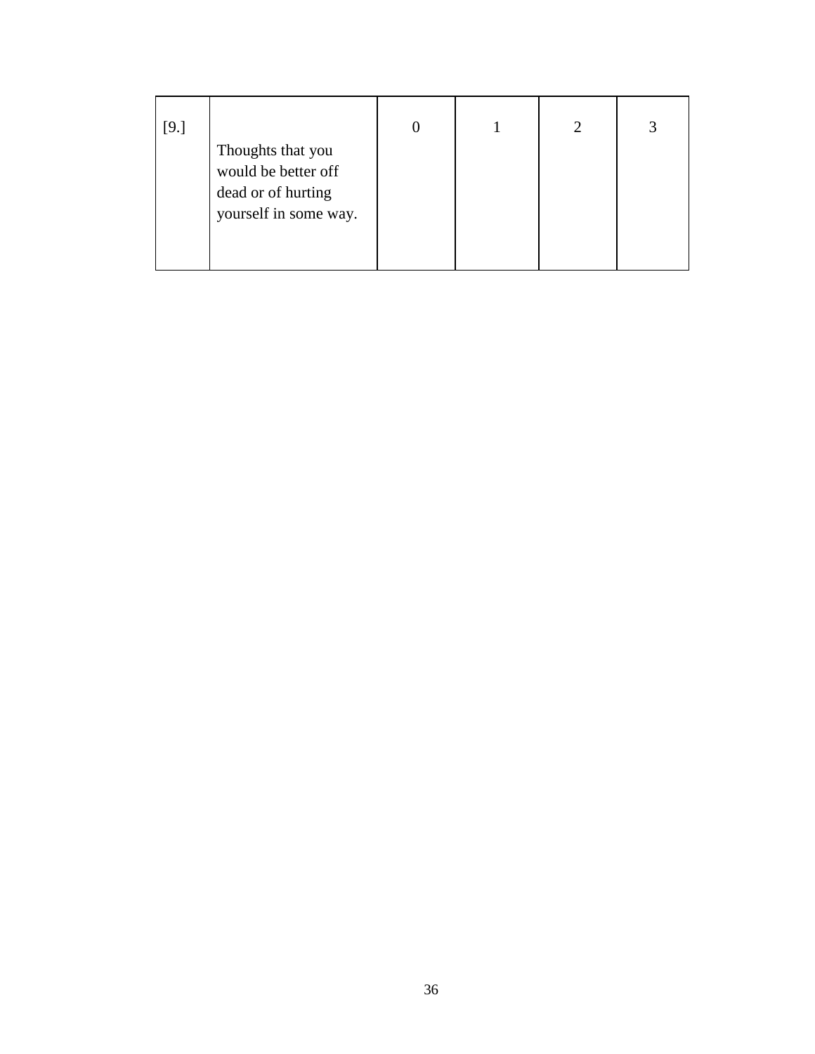| [9.] | Thoughts that you would be better off dead or of hurting yourself in some way. | 0 | 1 | 2 | 3 |
|---|---|---|---|---|---|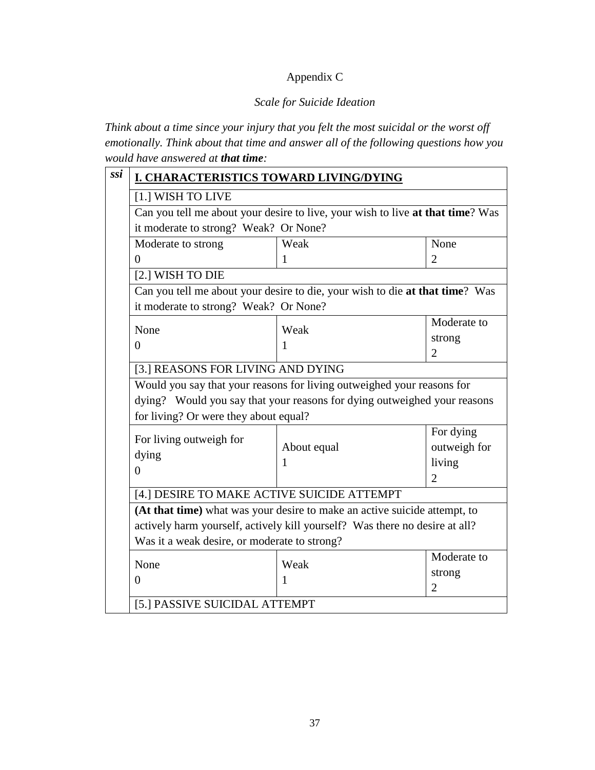Appendix C

*Scale for Suicide Ideation*

*Think about a time since your injury that you felt the most suicidal or the worst off emotionally. Think about that time and answer all of the following questions how you would have answered at **that time**:*

| *ssi* | **I. CHARACTERISTICS TOWARD LIVING/DYING** | | |
|---|---|---|---|
| | [1.] WISH TO LIVE | | |
| | Can you tell me about your desire to live, your wish to live **at that time**? Was it moderate to strong? Weak? Or None? | | |
| | Moderate to strong<br>0 | Weak<br>1 | None<br>2 |
| | [2.] WISH TO DIE | | |
| | Can you tell me about your desire to die, your wish to die **at that time**? Was it moderate to strong? Weak? Or None? | | |
| | None<br>0 | Weak<br>1 | Moderate to strong<br>2 |
| | [3.] REASONS FOR LIVING AND DYING | | |
| | Would you say that your reasons for living outweighed your reasons for dying? Would you say that your reasons for dying outweighed your reasons for living? Or were they about equal? | | |
| | For living outweigh for dying<br>0 | About equal<br>1 | For dying outweigh for living<br>2 |
| | [4.] DESIRE TO MAKE ACTIVE SUICIDE ATTEMPT | | |
| | **(At that time)** what was your desire to make an active suicide attempt, to actively harm yourself, actively kill yourself? Was there no desire at all? Was it a weak desire, or moderate to strong? | | |
| | None<br>0 | Weak<br>1 | Moderate to strong<br>2 |
| | [5.] PASSIVE SUICIDAL ATTEMPT | | |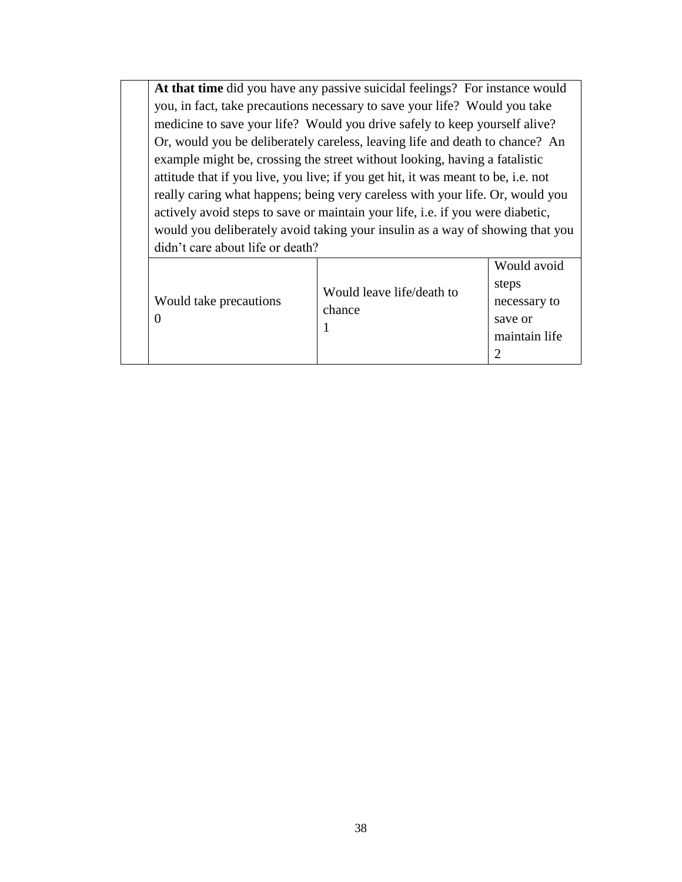| | **At that time** did you have any passive suicidal feelings? For instance would you, in fact, take precautions necessary to save your life? Would you take medicine to save your life? Would you drive safely to keep yourself alive? Or, would you be deliberately careless, leaving life and death to chance? An example might be, crossing the street without looking, having a fatalistic attitude that if you live, you live; if you get hit, it was meant to be, i.e. not really caring what happens; being very careless with your life. Or, would you actively avoid steps to save or maintain your life, i.e. if you were diabetic, would you deliberately avoid taking your insulin as a way of showing that you didn't care about life or death? | | |
|---|---|---|---|
| | Would take precautions<br>0 | Would leave life/death to chance<br>1 | Would avoid steps necessary to save or maintain life<br>2 |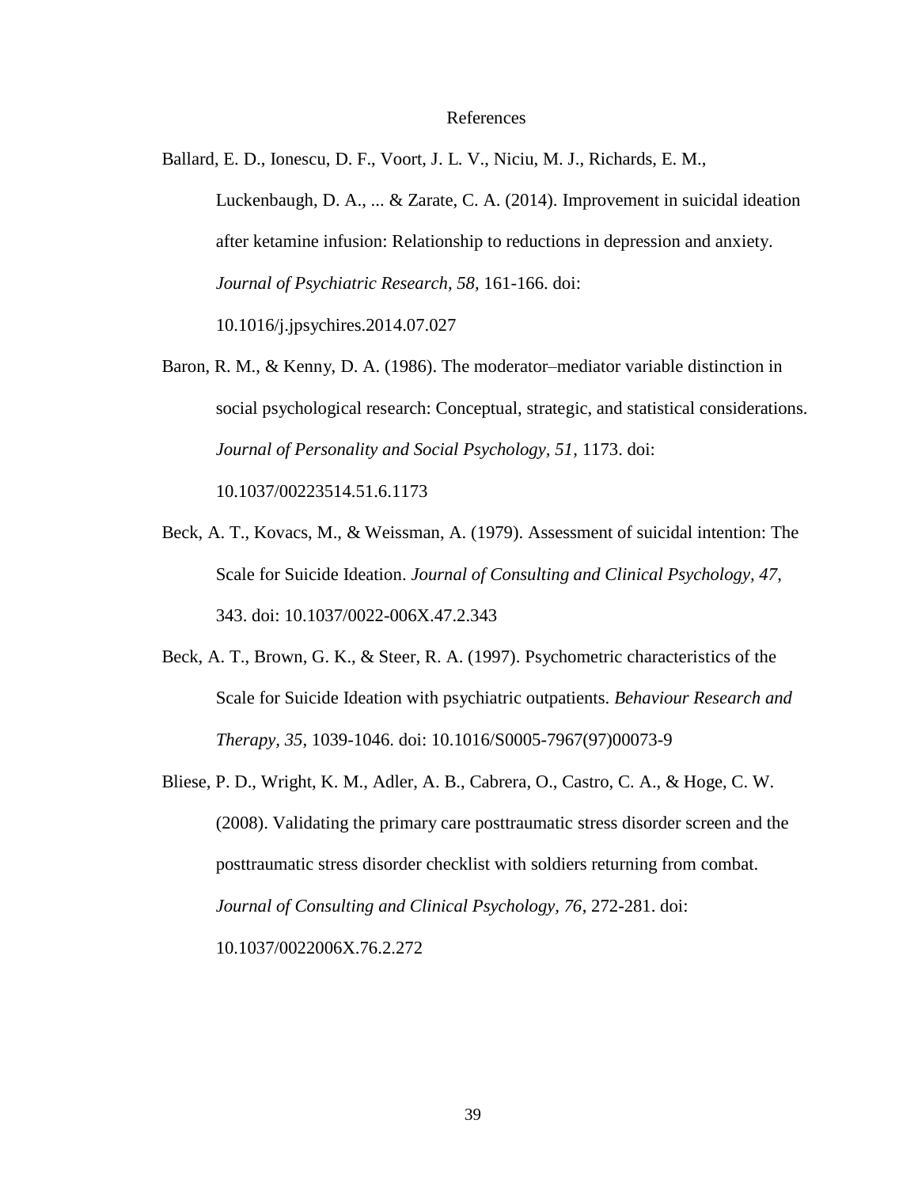# References

Ballard, E. D., Ionescu, D. F., Voort, J. L. V., Niciu, M. J., Richards, E. M., Luckenbaugh, D. A., ... & Zarate, C. A. (2014). Improvement in suicidal ideation after ketamine infusion: Relationship to reductions in depression and anxiety. *Journal of Psychiatric Research, 58*, 161-166. doi: 10.1016/j.jpsychires.2014.07.027

Baron, R. M., & Kenny, D. A. (1986). The moderator–mediator variable distinction in social psychological research: Conceptual, strategic, and statistical considerations. *Journal of Personality and Social Psychology, 51*, 1173. doi: 10.1037/00223514.51.6.1173

Beck, A. T., Kovacs, M., & Weissman, A. (1979). Assessment of suicidal intention: The Scale for Suicide Ideation. *Journal of Consulting and Clinical Psychology, 47*, 343. doi: 10.1037/0022-006X.47.2.343

Beck, A. T., Brown, G. K., & Steer, R. A. (1997). Psychometric characteristics of the Scale for Suicide Ideation with psychiatric outpatients. *Behaviour Research and Therapy, 35*, 1039-1046. doi: 10.1016/S0005-7967(97)00073-9

Bliese, P. D., Wright, K. M., Adler, A. B., Cabrera, O., Castro, C. A., & Hoge, C. W. (2008). Validating the primary care posttraumatic stress disorder screen and the posttraumatic stress disorder checklist with soldiers returning from combat. *Journal of Consulting and Clinical Psychology, 76*, 272-281. doi: 10.1037/0022006X.76.2.272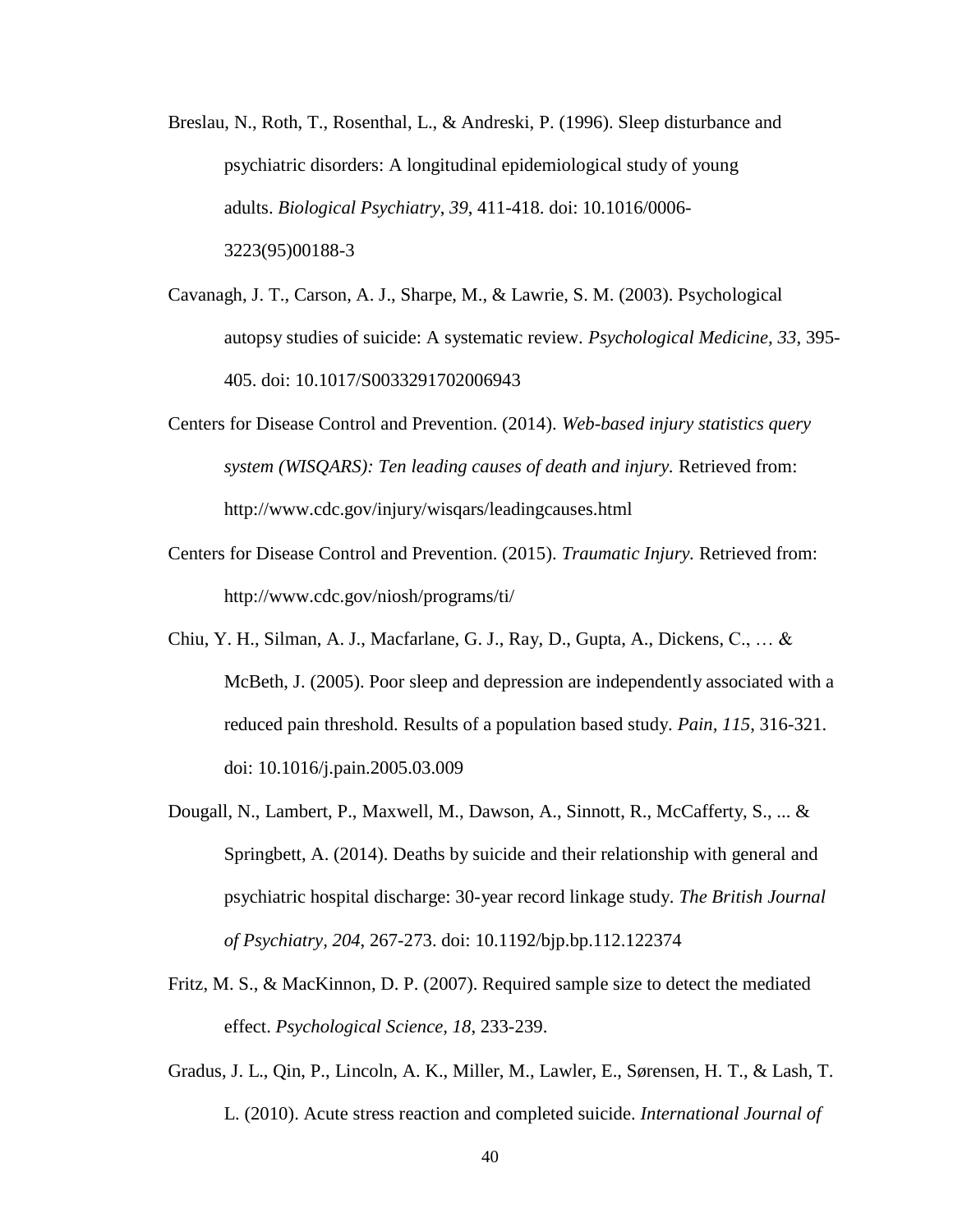Breslau, N., Roth, T., Rosenthal, L., & Andreski, P. (1996). Sleep disturbance and psychiatric disorders: A longitudinal epidemiological study of young adults. *Biological Psychiatry*, *39*, 411-418. doi: 10.1016/0006-3223(95)00188-3

Cavanagh, J. T., Carson, A. J., Sharpe, M., & Lawrie, S. M. (2003). Psychological autopsy studies of suicide: A systematic review. *Psychological Medicine, 33*, 395-405. doi: 10.1017/S0033291702006943

Centers for Disease Control and Prevention. (2014). *Web-based injury statistics query system (WISQARS): Ten leading causes of death and injury.* Retrieved from: http://www.cdc.gov/injury/wisqars/leadingcauses.html

Centers for Disease Control and Prevention. (2015). *Traumatic Injury.* Retrieved from: http://www.cdc.gov/niosh/programs/ti/

Chiu, Y. H., Silman, A. J., Macfarlane, G. J., Ray, D., Gupta, A., Dickens, C., … & McBeth, J. (2005). Poor sleep and depression are independently associated with a reduced pain threshold. Results of a population based study. *Pain*, *115*, 316-321. doi: 10.1016/j.pain.2005.03.009

Dougall, N., Lambert, P., Maxwell, M., Dawson, A., Sinnott, R., McCafferty, S., ... & Springbett, A. (2014). Deaths by suicide and their relationship with general and psychiatric hospital discharge: 30-year record linkage study. *The British Journal of Psychiatry, 204*, 267-273. doi: 10.1192/bjp.bp.112.122374

Fritz, M. S., & MacKinnon, D. P. (2007). Required sample size to detect the mediated effect. *Psychological Science, 18*, 233-239.

Gradus, J. L., Qin, P., Lincoln, A. K., Miller, M., Lawler, E., Sørensen, H. T., & Lash, T. L. (2010). Acute stress reaction and completed suicide. *International Journal of*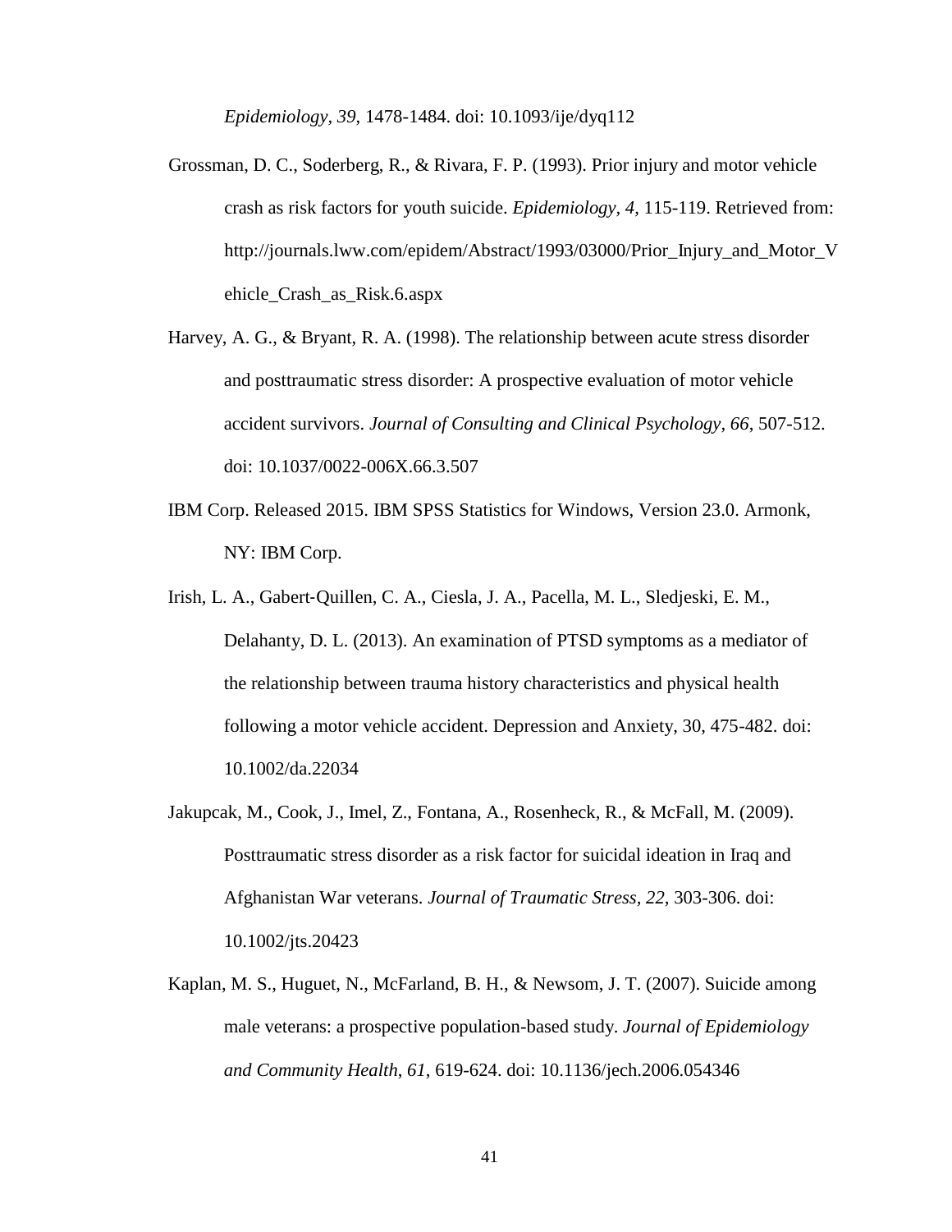*Epidemiology, 39*, 1478-1484. doi: 10.1093/ije/dyq112

Grossman, D. C., Soderberg, R., & Rivara, F. P. (1993). Prior injury and motor vehicle crash as risk factors for youth suicide. *Epidemiology, 4*, 115-119. Retrieved from: http://journals.lww.com/epidem/Abstract/1993/03000/Prior_Injury_and_Motor_Vehicle_Crash_as_Risk.6.aspx

Harvey, A. G., & Bryant, R. A. (1998). The relationship between acute stress disorder and posttraumatic stress disorder: A prospective evaluation of motor vehicle accident survivors. *Journal of Consulting and Clinical Psychology, 66*, 507-512. doi: 10.1037/0022-006X.66.3.507

IBM Corp. Released 2015. IBM SPSS Statistics for Windows, Version 23.0. Armonk, NY: IBM Corp.

Irish, L. A., Gabert-Quillen, C. A., Ciesla, J. A., Pacella, M. L., Sledjeski, E. M., Delahanty, D. L. (2013). An examination of PTSD symptoms as a mediator of the relationship between trauma history characteristics and physical health following a motor vehicle accident. Depression and Anxiety, 30, 475-482. doi: 10.1002/da.22034

Jakupcak, M., Cook, J., Imel, Z., Fontana, A., Rosenheck, R., & McFall, M. (2009). Posttraumatic stress disorder as a risk factor for suicidal ideation in Iraq and Afghanistan War veterans. *Journal of Traumatic Stress, 22,* 303-306. doi: 10.1002/jts.20423

Kaplan, M. S., Huguet, N., McFarland, B. H., & Newsom, J. T. (2007). Suicide among male veterans: a prospective population-based study. *Journal of Epidemiology and Community Health, 61*, 619-624. doi: 10.1136/jech.2006.054346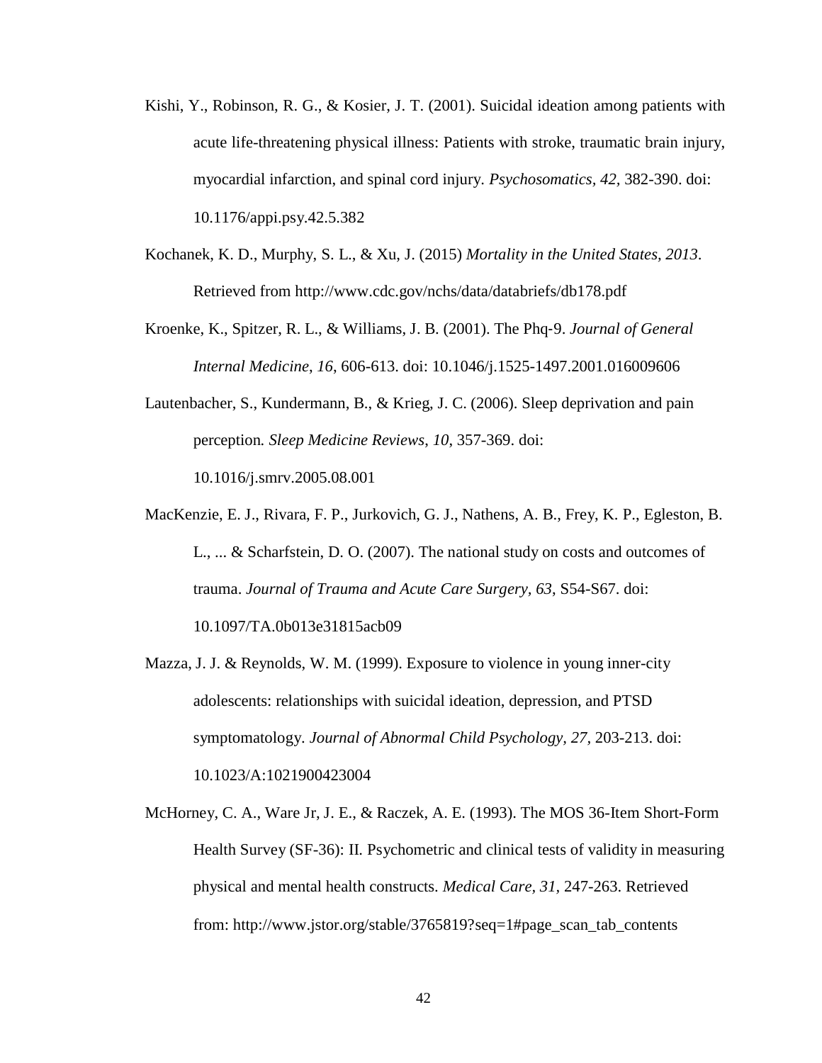Kishi, Y., Robinson, R. G., & Kosier, J. T. (2001). Suicidal ideation among patients with acute life-threatening physical illness: Patients with stroke, traumatic brain injury, myocardial infarction, and spinal cord injury. *Psychosomatics*, *42*, 382-390. doi: 10.1176/appi.psy.42.5.382

Kochanek, K. D., Murphy, S. L., & Xu, J. (2015) *Mortality in the United States, 2013*. Retrieved from http://www.cdc.gov/nchs/data/databriefs/db178.pdf

Kroenke, K., Spitzer, R. L., & Williams, J. B. (2001). The Phq-9. *Journal of General Internal Medicine*, *16*, 606-613. doi: 10.1046/j.1525-1497.2001.016009606

Lautenbacher, S., Kundermann, B., & Krieg, J. C. (2006). Sleep deprivation and pain perception. *Sleep Medicine Reviews*, *10*, 357-369. doi: 10.1016/j.smrv.2005.08.001

MacKenzie, E. J., Rivara, F. P., Jurkovich, G. J., Nathens, A. B., Frey, K. P., Egleston, B. L., ... & Scharfstein, D. O. (2007). The national study on costs and outcomes of trauma. *Journal of Trauma and Acute Care Surgery*, *63*, S54-S67. doi: 10.1097/TA.0b013e31815acb09

Mazza, J. J. & Reynolds, W. M. (1999). Exposure to violence in young inner-city adolescents: relationships with suicidal ideation, depression, and PTSD symptomatology. *Journal of Abnormal Child Psychology, 27*, 203-213. doi: 10.1023/A:1021900423004

McHorney, C. A., Ware Jr, J. E., & Raczek, A. E. (1993). The MOS 36-Item Short-Form Health Survey (SF-36): II. Psychometric and clinical tests of validity in measuring physical and mental health constructs. *Medical Care, 31*, 247-263. Retrieved from: http://www.jstor.org/stable/3765819?seq=1#page_scan_tab_contents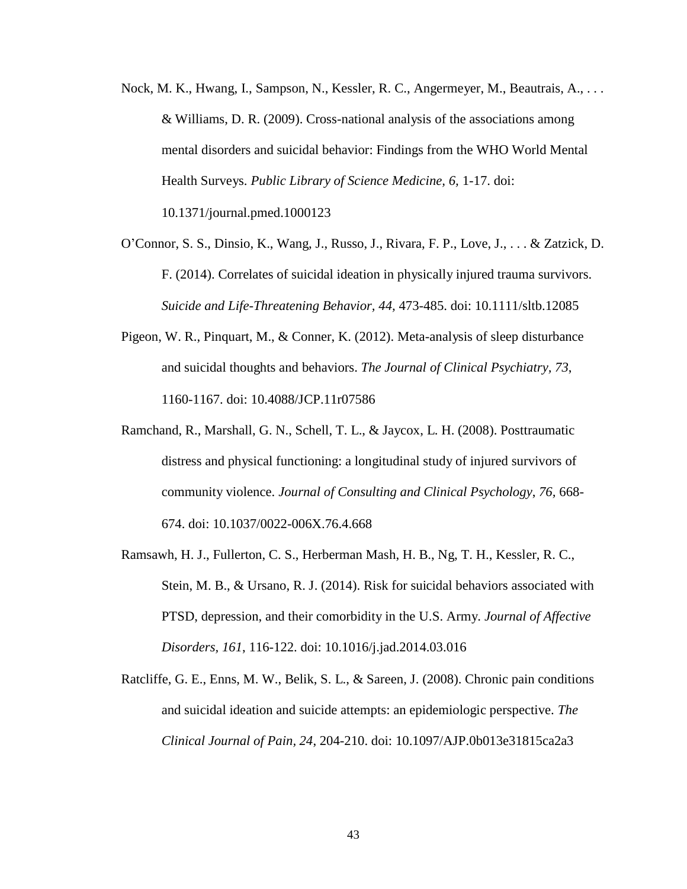Nock, M. K., Hwang, I., Sampson, N., Kessler, R. C., Angermeyer, M., Beautrais, A., . . . & Williams, D. R. (2009). Cross-national analysis of the associations among mental disorders and suicidal behavior: Findings from the WHO World Mental Health Surveys. *Public Library of Science Medicine, 6,* 1-17. doi: 10.1371/journal.pmed.1000123

O'Connor, S. S., Dinsio, K., Wang, J., Russo, J., Rivara, F. P., Love, J., . . . & Zatzick, D. F. (2014). Correlates of suicidal ideation in physically injured trauma survivors. *Suicide and Life-Threatening Behavior, 44,* 473-485. doi: 10.1111/sltb.12085

Pigeon, W. R., Pinquart, M., & Conner, K. (2012). Meta-analysis of sleep disturbance and suicidal thoughts and behaviors. *The Journal of Clinical Psychiatry, 73,* 1160-1167. doi: 10.4088/JCP.11r07586

Ramchand, R., Marshall, G. N., Schell, T. L., & Jaycox, L. H. (2008). Posttraumatic distress and physical functioning: a longitudinal study of injured survivors of community violence. *Journal of Consulting and Clinical Psychology, 76,* 668-674. doi: 10.1037/0022-006X.76.4.668

Ramsawh, H. J., Fullerton, C. S., Herberman Mash, H. B., Ng, T. H., Kessler, R. C., Stein, M. B., & Ursano, R. J. (2014). Risk for suicidal behaviors associated with PTSD, depression, and their comorbidity in the U.S. Army. *Journal of Affective Disorders, 161*, 116-122. doi: 10.1016/j.jad.2014.03.016

Ratcliffe, G. E., Enns, M. W., Belik, S. L., & Sareen, J. (2008). Chronic pain conditions and suicidal ideation and suicide attempts: an epidemiologic perspective. *The Clinical Journal of Pain, 24*, 204-210. doi: 10.1097/AJP.0b013e31815ca2a3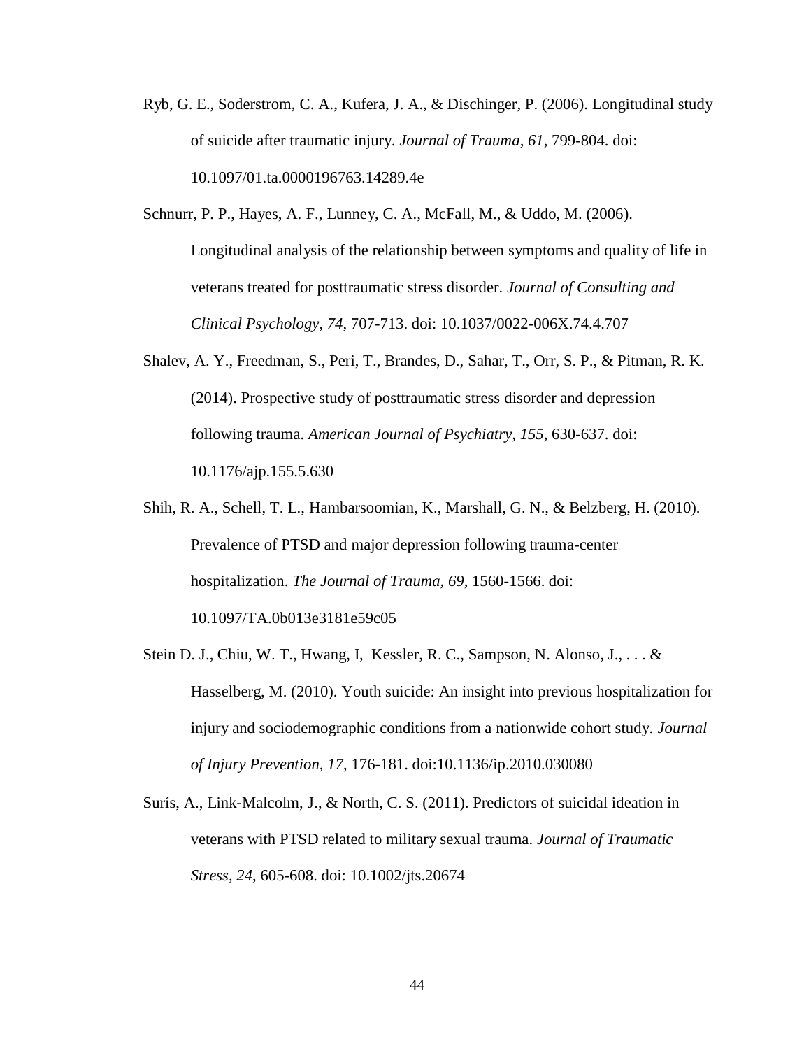Ryb, G. E., Soderstrom, C. A., Kufera, J. A., & Dischinger, P. (2006). Longitudinal study of suicide after traumatic injury. *Journal of Trauma*, *61*, 799-804. doi: 10.1097/01.ta.0000196763.14289.4e

Schnurr, P. P., Hayes, A. F., Lunney, C. A., McFall, M., & Uddo, M. (2006). Longitudinal analysis of the relationship between symptoms and quality of life in veterans treated for posttraumatic stress disorder. *Journal of Consulting and Clinical Psychology, 74*, 707-713. doi: 10.1037/0022-006X.74.4.707

Shalev, A. Y., Freedman, S., Peri, T., Brandes, D., Sahar, T., Orr, S. P., & Pitman, R. K. (2014). Prospective study of posttraumatic stress disorder and depression following trauma. *American Journal of Psychiatry, 155,* 630-637. doi: 10.1176/ajp.155.5.630

Shih, R. A., Schell, T. L., Hambarsoomian, K., Marshall, G. N., & Belzberg, H. (2010). Prevalence of PTSD and major depression following trauma-center hospitalization. *The Journal of Trauma, 69*, 1560-1566. doi: 10.1097/TA.0b013e3181e59c05

Stein D. J., Chiu, W. T., Hwang, I, Kessler, R. C., Sampson, N. Alonso, J., . . . & Hasselberg, M. (2010). Youth suicide: An insight into previous hospitalization for injury and sociodemographic conditions from a nationwide cohort study. *Journal of Injury Prevention*, *17*, 176-181. doi:10.1136/ip.2010.030080

Surís, A., Link-Malcolm, J., & North, C. S. (2011). Predictors of suicidal ideation in veterans with PTSD related to military sexual trauma. *Journal of Traumatic Stress*, *24*, 605-608. doi: 10.1002/jts.20674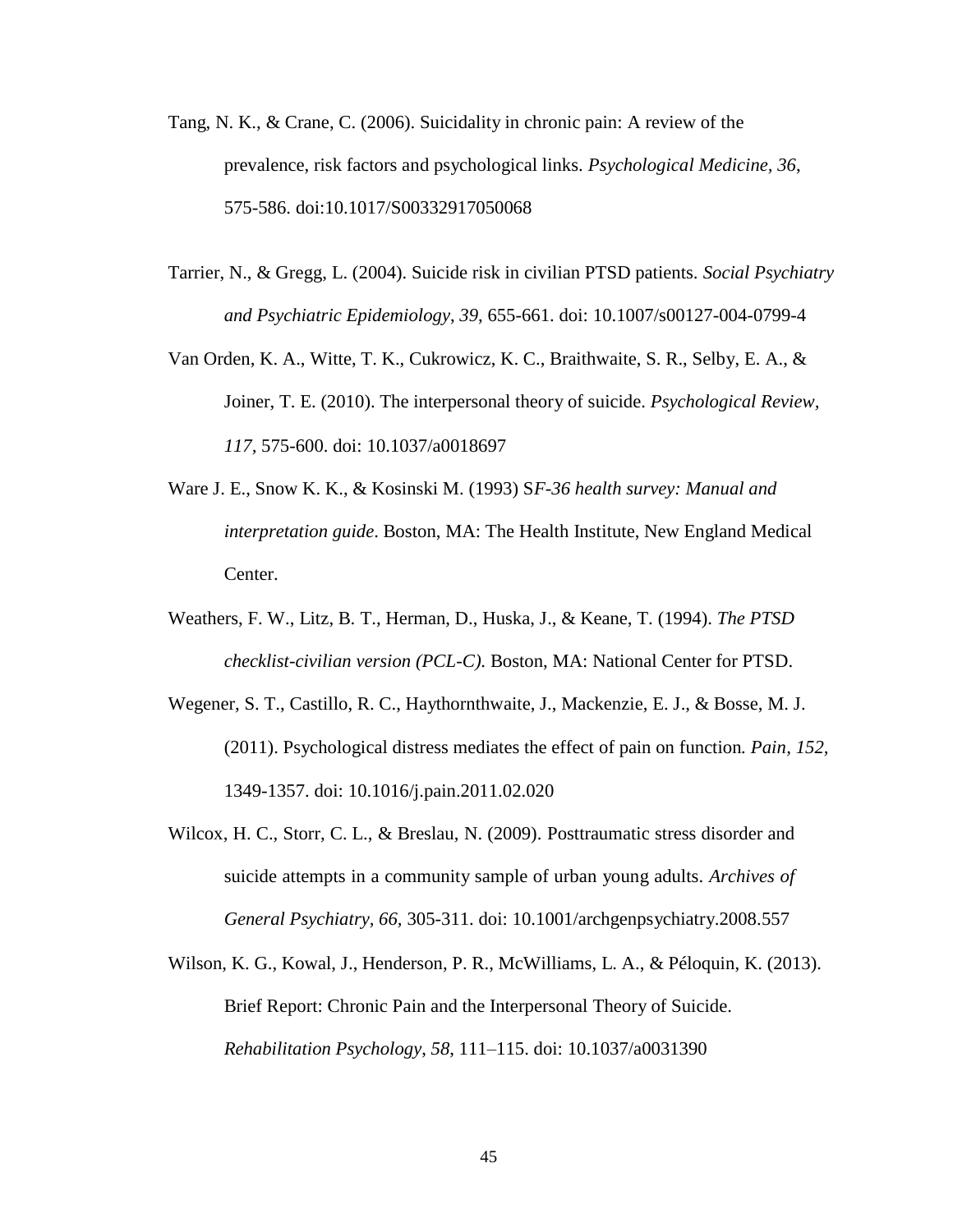Tang, N. K., & Crane, C. (2006). Suicidality in chronic pain: A review of the prevalence, risk factors and psychological links. *Psychological Medicine, 36*, 575-586. doi:10.1017/S00332917050068

Tarrier, N., & Gregg, L. (2004). Suicide risk in civilian PTSD patients. *Social Psychiatry and Psychiatric Epidemiology*, *39*, 655-661. doi: 10.1007/s00127-004-0799-4

Van Orden, K. A., Witte, T. K., Cukrowicz, K. C., Braithwaite, S. R., Selby, E. A., & Joiner, T. E. (2010). The interpersonal theory of suicide. *Psychological Review, 117*, 575-600. doi: 10.1037/a0018697

Ware J. E., Snow K. K., & Kosinski M. (1993) S*F-36 health survey: Manual and interpretation guide*. Boston, MA: The Health Institute, New England Medical Center.

Weathers, F. W., Litz, B. T., Herman, D., Huska, J., & Keane, T. (1994). *The PTSD checklist-civilian version (PCL-C).* Boston, MA: National Center for PTSD.

Wegener, S. T., Castillo, R. C., Haythornthwaite, J., Mackenzie, E. J., & Bosse, M. J. (2011). Psychological distress mediates the effect of pain on function*. Pain, 152,* 1349-1357. doi: 10.1016/j.pain.2011.02.020

Wilcox, H. C., Storr, C. L., & Breslau, N. (2009). Posttraumatic stress disorder and suicide attempts in a community sample of urban young adults. *Archives of General Psychiatry, 66*, 305-311. doi: 10.1001/archgenpsychiatry.2008.557

Wilson, K. G., Kowal, J., Henderson, P. R., McWilliams, L. A., & Péloquin, K. (2013). Brief Report: Chronic Pain and the Interpersonal Theory of Suicide. *Rehabilitation Psychology*, *58*, 111–115. doi: 10.1037/a0031390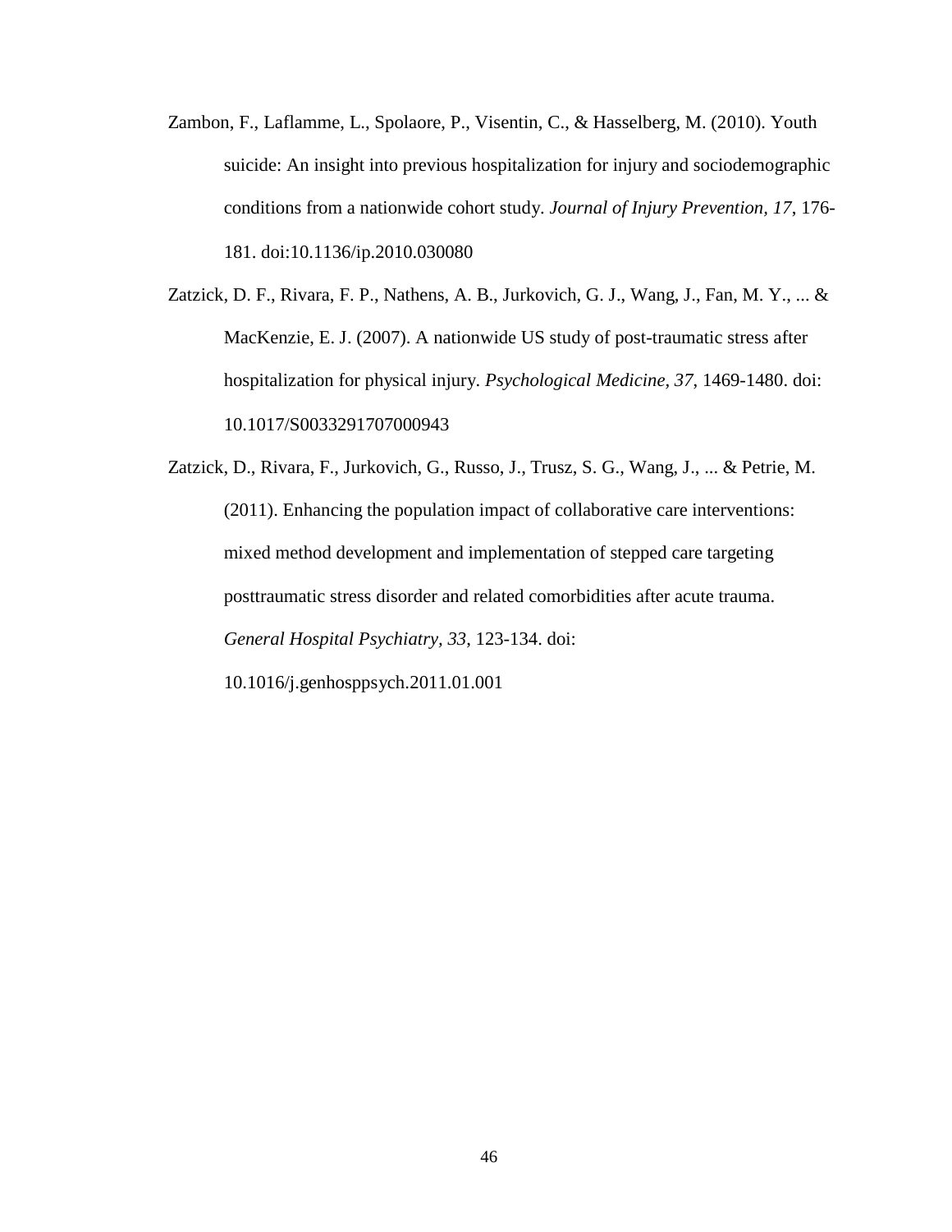Zambon, F., Laflamme, L., Spolaore, P., Visentin, C., & Hasselberg, M. (2010). Youth suicide: An insight into previous hospitalization for injury and sociodemographic conditions from a nationwide cohort study. *Journal of Injury Prevention*, *17*, 176-181. doi:10.1136/ip.2010.030080

Zatzick, D. F., Rivara, F. P., Nathens, A. B., Jurkovich, G. J., Wang, J., Fan, M. Y., ... & MacKenzie, E. J. (2007). A nationwide US study of post-traumatic stress after hospitalization for physical injury. *Psychological Medicine*, *37*, 1469-1480. doi: 10.1017/S0033291707000943

Zatzick, D., Rivara, F., Jurkovich, G., Russo, J., Trusz, S. G., Wang, J., ... & Petrie, M. (2011). Enhancing the population impact of collaborative care interventions: mixed method development and implementation of stepped care targeting posttraumatic stress disorder and related comorbidities after acute trauma. *General Hospital Psychiatry*, *33*, 123-134. doi: 10.1016/j.genhosppsych.2011.01.001